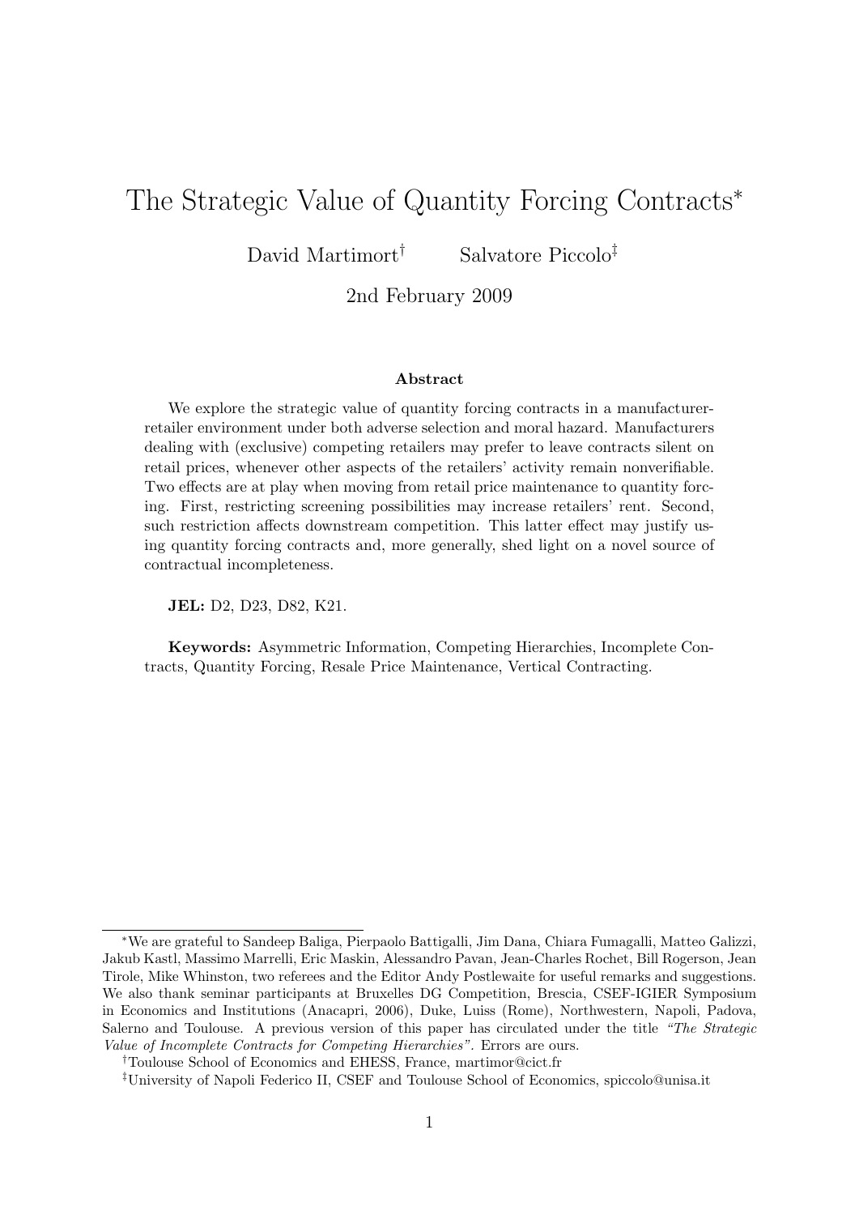# The Strategic Value of Quantity Forcing Contracts*

David Martimort[†] Salvatore Piccolo[‡]

2nd February 2009

## Abstract

We explore the strategic value of quantity forcing contracts in a manufacturer-retailer environment under both adverse selection and moral hazard. Manufacturers dealing with (exclusive) competing retailers may prefer to leave contracts silent on retail prices, whenever other aspects of the retailers' activity remain nonverifiable. Two effects are at play when moving from retail price maintenance to quantity forcing. First, restricting screening possibilities may increase retailers' rent. Second, such restriction affects downstream competition. This latter effect may justify using quantity forcing contracts and, more generally, shed light on a novel source of contractual incompleteness.

**JEL:** D2, D23, D82, K21.

**Keywords:** Asymmetric Information, Competing Hierarchies, Incomplete Contracts, Quantity Forcing, Resale Price Maintenance, Vertical Contracting.

---

*We are grateful to Sandeep Baliga, Pierpaolo Battigalli, Jim Dana, Chiara Fumagalli, Matteo Galizzi, Jakub Kastl, Massimo Marrelli, Eric Maskin, Alessandro Pavan, Jean-Charles Rochet, Bill Rogerson, Jean Tirole, Mike Whinston, two referees and the Editor Andy Postlewaite for useful remarks and suggestions. We also thank seminar participants at Bruxelles DG Competition, Brescia, CSEF-IGIER Symposium in Economics and Institutions (Anacapri, 2006), Duke, Luiss (Rome), Northwestern, Napoli, Padova, Salerno and Toulouse. A previous version of this paper has circulated under the title *"The Strategic Value of Incomplete Contracts for Competing Hierarchies"*. Errors are ours.

†Toulouse School of Economics and EHESS, France, martimor@cict.fr

‡University of Napoli Federico II, CSEF and Toulouse School of Economics, spiccolo@unisa.it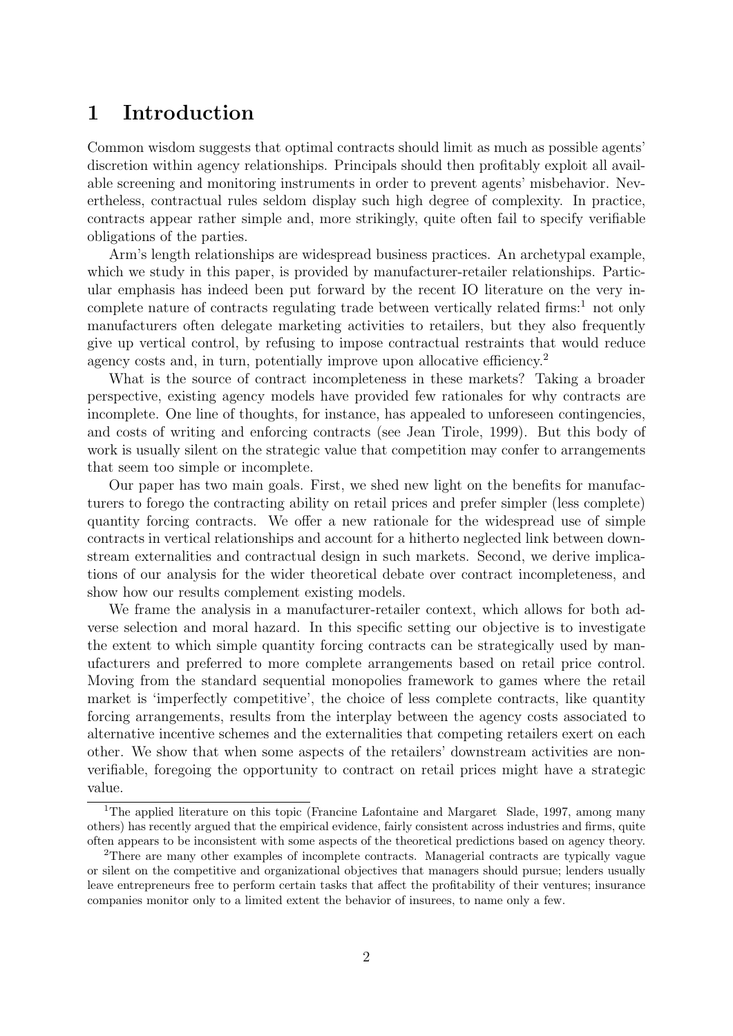# 1 Introduction

Common wisdom suggests that optimal contracts should limit as much as possible agents' discretion within agency relationships. Principals should then profitably exploit all available screening and monitoring instruments in order to prevent agents' misbehavior. Nevertheless, contractual rules seldom display such high degree of complexity. In practice, contracts appear rather simple and, more strikingly, quite often fail to specify verifiable obligations of the parties.

Arm's length relationships are widespread business practices. An archetypal example, which we study in this paper, is provided by manufacturer-retailer relationships. Particular emphasis has indeed been put forward by the recent IO literature on the very incomplete nature of contracts regulating trade between vertically related firms:[1] not only manufacturers often delegate marketing activities to retailers, but they also frequently give up vertical control, by refusing to impose contractual restraints that would reduce agency costs and, in turn, potentially improve upon allocative efficiency.[2]

What is the source of contract incompleteness in these markets? Taking a broader perspective, existing agency models have provided few rationales for why contracts are incomplete. One line of thoughts, for instance, has appealed to unforeseen contingencies, and costs of writing and enforcing contracts (see Jean Tirole, 1999). But this body of work is usually silent on the strategic value that competition may confer to arrangements that seem too simple or incomplete.

Our paper has two main goals. First, we shed new light on the benefits for manufacturers to forego the contracting ability on retail prices and prefer simpler (less complete) quantity forcing contracts. We offer a new rationale for the widespread use of simple contracts in vertical relationships and account for a hitherto neglected link between downstream externalities and contractual design in such markets. Second, we derive implications of our analysis for the wider theoretical debate over contract incompleteness, and show how our results complement existing models.

We frame the analysis in a manufacturer-retailer context, which allows for both adverse selection and moral hazard. In this specific setting our objective is to investigate the extent to which simple quantity forcing contracts can be strategically used by manufacturers and preferred to more complete arrangements based on retail price control. Moving from the standard sequential monopolies framework to games where the retail market is 'imperfectly competitive', the choice of less complete contracts, like quantity forcing arrangements, results from the interplay between the agency costs associated to alternative incentive schemes and the externalities that competing retailers exert on each other. We show that when some aspects of the retailers' downstream activities are nonverifiable, foregoing the opportunity to contract on retail prices might have a strategic value.

[1]The applied literature on this topic (Francine Lafontaine and Margaret Slade, 1997, among many others) has recently argued that the empirical evidence, fairly consistent across industries and firms, quite often appears to be inconsistent with some aspects of the theoretical predictions based on agency theory.

[2]There are many other examples of incomplete contracts. Managerial contracts are typically vague or silent on the competitive and organizational objectives that managers should pursue; lenders usually leave entrepreneurs free to perform certain tasks that affect the profitability of their ventures; insurance companies monitor only to a limited extent the behavior of insurees, to name only a few.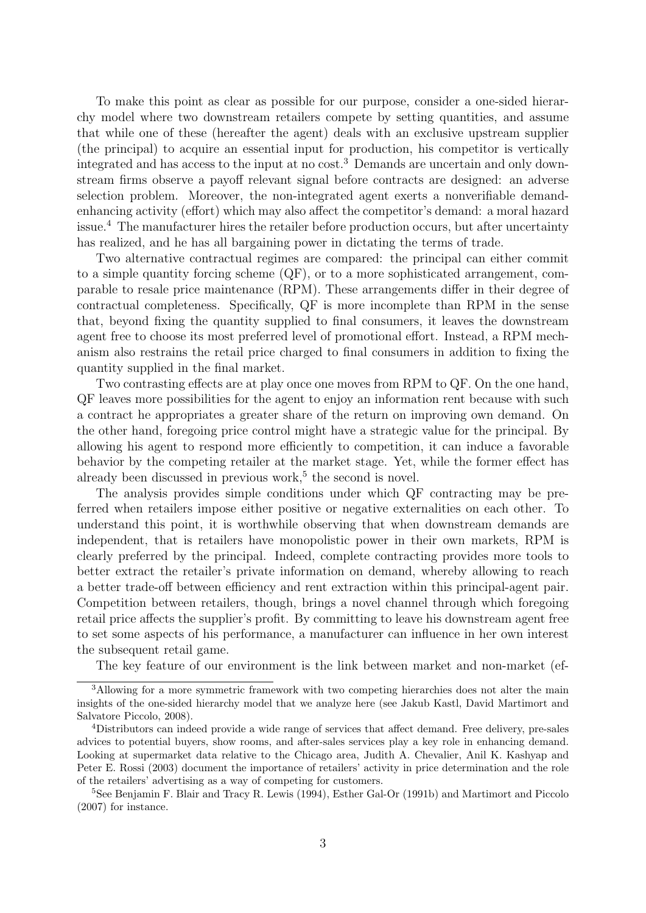To make this point as clear as possible for our purpose, consider a one-sided hierarchy model where two downstream retailers compete by setting quantities, and assume that while one of these (hereafter the agent) deals with an exclusive upstream supplier (the principal) to acquire an essential input for production, his competitor is vertically integrated and has access to the input at no cost.[3] Demands are uncertain and only downstream firms observe a payoff relevant signal before contracts are designed: an adverse selection problem. Moreover, the non-integrated agent exerts a nonverifiable demand-enhancing activity (effort) which may also affect the competitor's demand: a moral hazard issue.[4] The manufacturer hires the retailer before production occurs, but after uncertainty has realized, and he has all bargaining power in dictating the terms of trade.

Two alternative contractual regimes are compared: the principal can either commit to a simple quantity forcing scheme (QF), or to a more sophisticated arrangement, comparable to resale price maintenance (RPM). These arrangements differ in their degree of contractual completeness. Specifically, QF is more incomplete than RPM in the sense that, beyond fixing the quantity supplied to final consumers, it leaves the downstream agent free to choose its most preferred level of promotional effort. Instead, a RPM mechanism also restrains the retail price charged to final consumers in addition to fixing the quantity supplied in the final market.

Two contrasting effects are at play once one moves from RPM to QF. On the one hand, QF leaves more possibilities for the agent to enjoy an information rent because with such a contract he appropriates a greater share of the return on improving own demand. On the other hand, foregoing price control might have a strategic value for the principal. By allowing his agent to respond more efficiently to competition, it can induce a favorable behavior by the competing retailer at the market stage. Yet, while the former effect has already been discussed in previous work,[5] the second is novel.

The analysis provides simple conditions under which QF contracting may be preferred when retailers impose either positive or negative externalities on each other. To understand this point, it is worthwhile observing that when downstream demands are independent, that is retailers have monopolistic power in their own markets, RPM is clearly preferred by the principal. Indeed, complete contracting provides more tools to better extract the retailer's private information on demand, whereby allowing to reach a better trade-off between efficiency and rent extraction within this principal-agent pair. Competition between retailers, though, brings a novel channel through which foregoing retail price affects the supplier's profit. By committing to leave his downstream agent free to set some aspects of his performance, a manufacturer can influence in her own interest the subsequent retail game.

The key feature of our environment is the link between market and non-market (ef-

---

[3] Allowing for a more symmetric framework with two competing hierarchies does not alter the main insights of the one-sided hierarchy model that we analyze here (see Jakub Kastl, David Martimort and Salvatore Piccolo, 2008).

[4] Distributors can indeed provide a wide range of services that affect demand. Free delivery, pre-sales advices to potential buyers, show rooms, and after-sales services play a key role in enhancing demand. Looking at supermarket data relative to the Chicago area, Judith A. Chevalier, Anil K. Kashyap and Peter E. Rossi (2003) document the importance of retailers' activity in price determination and the role of the retailers' advertising as a way of competing for customers.

[5] See Benjamin F. Blair and Tracy R. Lewis (1994), Esther Gal-Or (1991b) and Martimort and Piccolo (2007) for instance.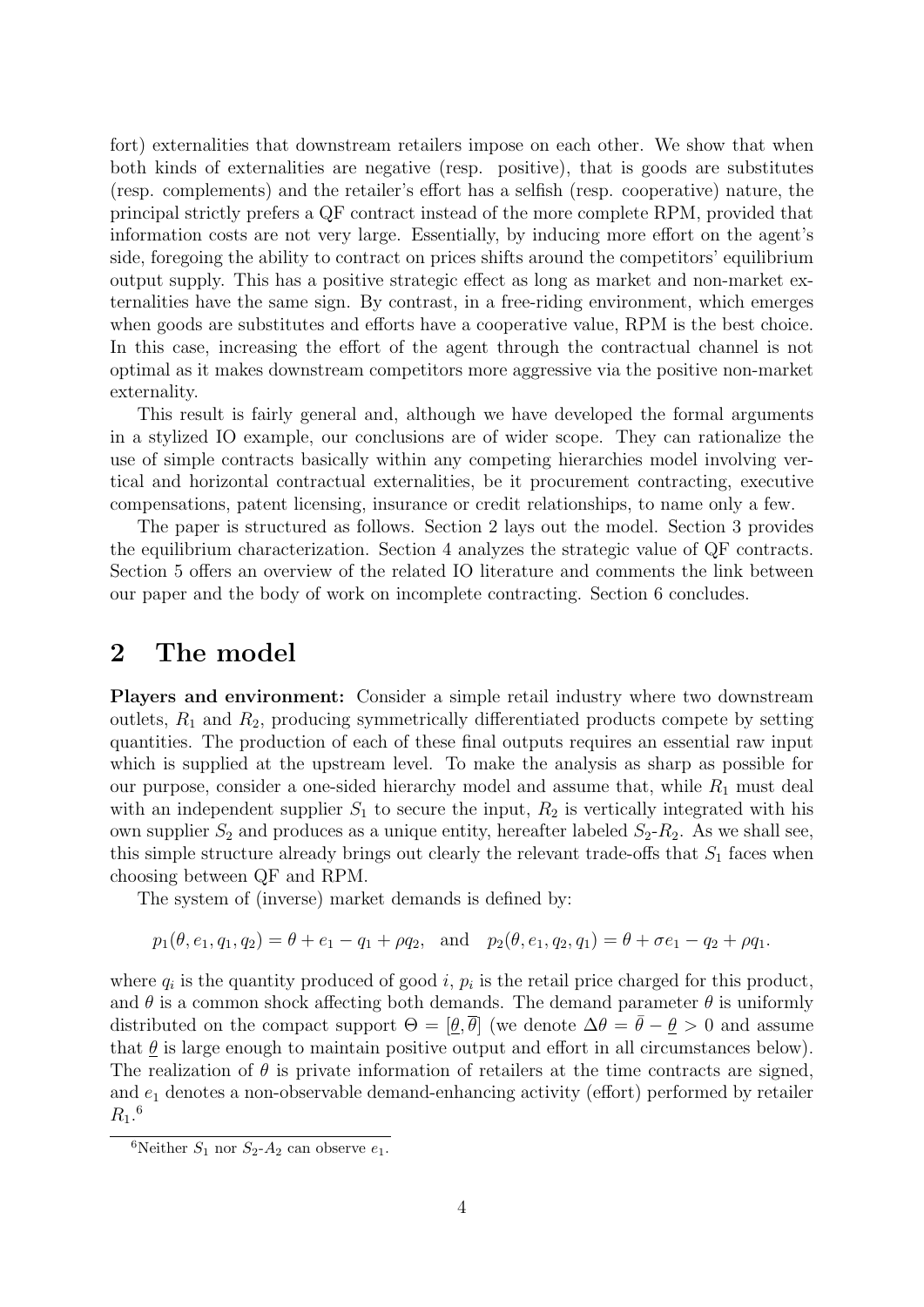fort) externalities that downstream retailers impose on each other. We show that when both kinds of externalities are negative (resp. positive), that is goods are substitutes (resp. complements) and the retailer's effort has a selfish (resp. cooperative) nature, the principal strictly prefers a QF contract instead of the more complete RPM, provided that information costs are not very large. Essentially, by inducing more effort on the agent's side, foregoing the ability to contract on prices shifts around the competitors' equilibrium output supply. This has a positive strategic effect as long as market and non-market externalities have the same sign. By contrast, in a free-riding environment, which emerges when goods are substitutes and efforts have a cooperative value, RPM is the best choice. In this case, increasing the effort of the agent through the contractual channel is not optimal as it makes downstream competitors more aggressive via the positive non-market externality.

This result is fairly general and, although we have developed the formal arguments in a stylized IO example, our conclusions are of wider scope. They can rationalize the use of simple contracts basically within any competing hierarchies model involving vertical and horizontal contractual externalities, be it procurement contracting, executive compensations, patent licensing, insurance or credit relationships, to name only a few.

The paper is structured as follows. Section 2 lays out the model. Section 3 provides the equilibrium characterization. Section 4 analyzes the strategic value of QF contracts. Section 5 offers an overview of the related IO literature and comments the link between our paper and the body of work on incomplete contracting. Section 6 concludes.

## 2 The model

**Players and environment:** Consider a simple retail industry where two downstream outlets, $R_1$ and $R_2$, producing symmetrically differentiated products compete by setting quantities. The production of each of these final outputs requires an essential raw input which is supplied at the upstream level. To make the analysis as sharp as possible for our purpose, consider a one-sided hierarchy model and assume that, while $R_1$ must deal with an independent supplier $S_1$ to secure the input, $R_2$ is vertically integrated with his own supplier $S_2$ and produces as a unique entity, hereafter labeled $S_2$-$R_2$. As we shall see, this simple structure already brings out clearly the relevant trade-offs that $S_1$ faces when choosing between QF and RPM.

The system of (inverse) market demands is defined by:

$$p_1(\theta, e_1, q_1, q_2) = \theta + e_1 - q_1 + \rho q_2, \quad \text{and} \quad p_2(\theta, e_1, q_2, q_1) = \theta + \sigma e_1 - q_2 + \rho q_1.$$

where $q_i$ is the quantity produced of good $i$, $p_i$ is the retail price charged for this product, and $\theta$ is a common shock affecting both demands. The demand parameter $\theta$ is uniformly distributed on the compact support $\Theta = [\underline{\theta}, \overline{\theta}]$ (we denote $\Delta\theta = \bar{\theta} - \underline{\theta} > 0$ and assume that $\underline{\theta}$ is large enough to maintain positive output and effort in all circumstances below). The realization of $\theta$ is private information of retailers at the time contracts are signed, and $e_1$ denotes a non-observable demand-enhancing activity (effort) performed by retailer $R_1$.[6]

[6]Neither $S_1$ nor $S_2$-$A_2$ can observe $e_1$.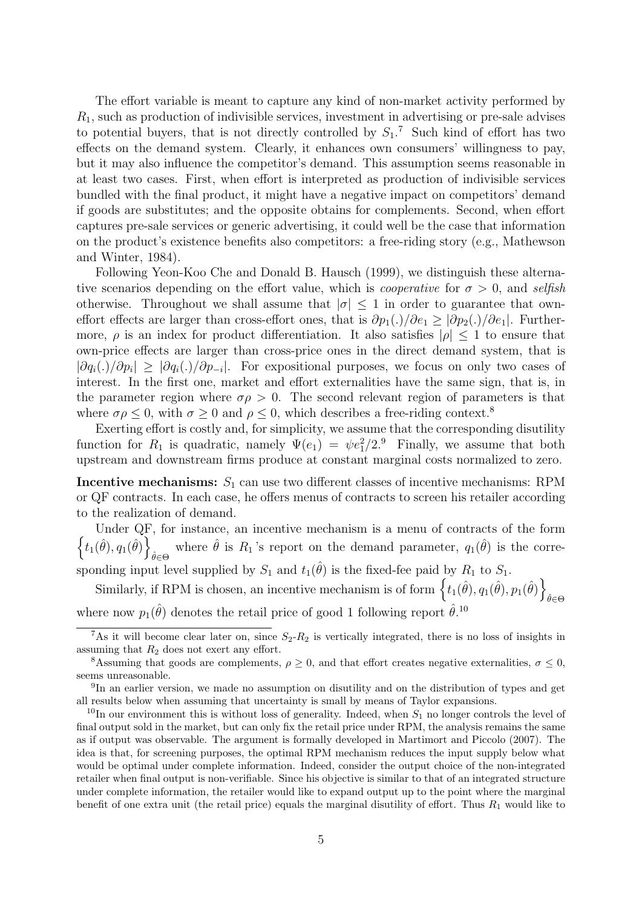The effort variable is meant to capture any kind of non-market activity performed by $R_1$, such as production of indivisible services, investment in advertising or pre-sale advises to potential buyers, that is not directly controlled by $S_1$.[7] Such kind of effort has two effects on the demand system. Clearly, it enhances own consumers' willingness to pay, but it may also influence the competitor's demand. This assumption seems reasonable in at least two cases. First, when effort is interpreted as production of indivisible services bundled with the final product, it might have a negative impact on competitors' demand if goods are substitutes; and the opposite obtains for complements. Second, when effort captures pre-sale services or generic advertising, it could well be the case that information on the product's existence benefits also competitors: a free-riding story (e.g., Mathewson and Winter, 1984).

Following Yeon-Koo Che and Donald B. Hausch (1999), we distinguish these alternative scenarios depending on the effort value, which is *cooperative* for $\sigma > 0$, and *selfish* otherwise. Throughout we shall assume that $|\sigma| \leq 1$ in order to guarantee that own-effort effects are larger than cross-effort ones, that is $\partial p_1(.)/\partial e_1 \geq |\partial p_2(.)/\partial e_1|$. Furthermore, $\rho$ is an index for product differentiation. It also satisfies $|\rho| \leq 1$ to ensure that own-price effects are larger than cross-price ones in the direct demand system, that is $|\partial q_i(.)/\partial p_i| \geq |\partial q_i(.)/\partial p_{-i}|$. For expositional purposes, we focus on only two cases of interest. In the first one, market and effort externalities have the same sign, that is, in the parameter region where $\sigma\rho > 0$. The second relevant region of parameters is that where $\sigma\rho \leq 0$, with $\sigma \geq 0$ and $\rho \leq 0$, which describes a free-riding context.[8]

Exerting effort is costly and, for simplicity, we assume that the corresponding disutility function for $R_1$ is quadratic, namely $\Psi(e_1) = \psi e_1^2/2$.[9] Finally, we assume that both upstream and downstream firms produce at constant marginal costs normalized to zero.

**Incentive mechanisms:** $S_1$ can use two different classes of incentive mechanisms: RPM or QF contracts. In each case, he offers menus of contracts to screen his retailer according to the realization of demand.

Under QF, for instance, an incentive mechanism is a menu of contracts of the form $\left\{t_1(\hat{\theta}), q_1(\hat{\theta})\right\}_{\hat{\theta}\in\Theta}$ where $\hat{\theta}$ is $R_1$'s report on the demand parameter, $q_1(\hat{\theta})$ is the corresponding input level supplied by $S_1$ and $t_1(\hat{\theta})$ is the fixed-fee paid by $R_1$ to $S_1$.

Similarly, if RPM is chosen, an incentive mechanism is of form $\left\{t_1(\hat{\theta}), q_1(\hat{\theta}), p_1(\hat{\theta})\right\}_{\hat{\theta}\in\Theta}$ where now $p_1(\hat{\theta})$ denotes the retail price of good 1 following report $\hat{\theta}$.[10]

---

[7] As it will become clear later on, since $S_2$-$R_2$ is vertically integrated, there is no loss of insights in assuming that $R_2$ does not exert any effort.

[8] Assuming that goods are complements, $\rho \geq 0$, and that effort creates negative externalities, $\sigma \leq 0$, seems unreasonable.

[9] In an earlier version, we made no assumption on disutility and on the distribution of types and get all results below when assuming that uncertainty is small by means of Taylor expansions.

[10] In our environment this is without loss of generality. Indeed, when $S_1$ no longer controls the level of final output sold in the market, but can only fix the retail price under RPM, the analysis remains the same as if output was observable. The argument is formally developed in Martimort and Piccolo (2007). The idea is that, for screening purposes, the optimal RPM mechanism reduces the input supply below what would be optimal under complete information. Indeed, consider the output choice of the non-integrated retailer when final output is non-verifiable. Since his objective is similar to that of an integrated structure under complete information, the retailer would like to expand output up to the point where the marginal benefit of one extra unit (the retail price) equals the marginal disutility of effort. Thus $R_1$ would like to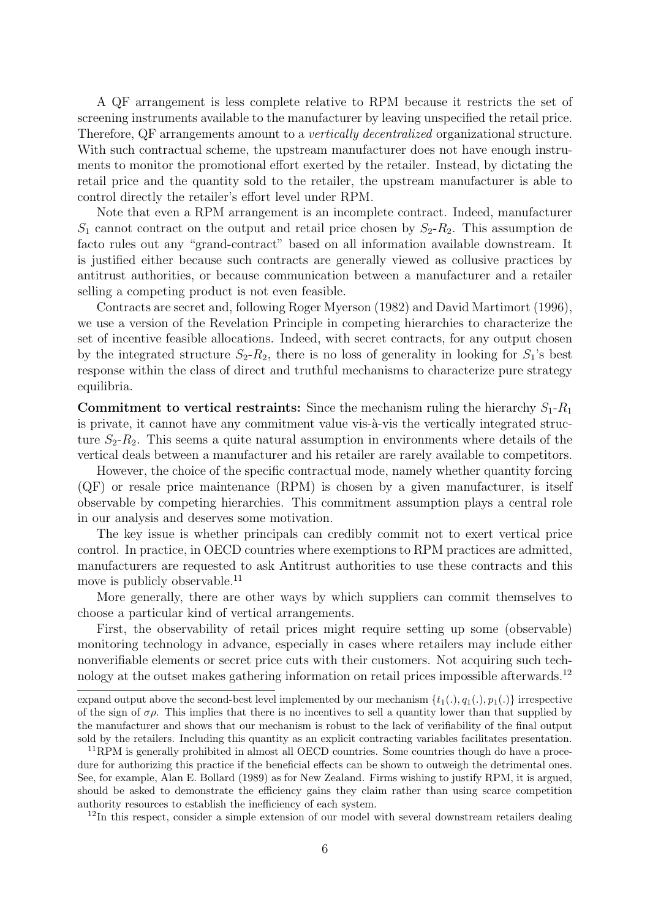A QF arrangement is less complete relative to RPM because it restricts the set of screening instruments available to the manufacturer by leaving unspecified the retail price. Therefore, QF arrangements amount to a *vertically decentralized* organizational structure. With such contractual scheme, the upstream manufacturer does not have enough instruments to monitor the promotional effort exerted by the retailer. Instead, by dictating the retail price and the quantity sold to the retailer, the upstream manufacturer is able to control directly the retailer's effort level under RPM.

Note that even a RPM arrangement is an incomplete contract. Indeed, manufacturer $S_1$ cannot contract on the output and retail price chosen by $S_2$-$R_2$. This assumption de facto rules out any "grand-contract" based on all information available downstream. It is justified either because such contracts are generally viewed as collusive practices by antitrust authorities, or because communication between a manufacturer and a retailer selling a competing product is not even feasible.

Contracts are secret and, following Roger Myerson (1982) and David Martimort (1996), we use a version of the Revelation Principle in competing hierarchies to characterize the set of incentive feasible allocations. Indeed, with secret contracts, for any output chosen by the integrated structure $S_2$-$R_2$, there is no loss of generality in looking for $S_1$'s best response within the class of direct and truthful mechanisms to characterize pure strategy equilibria.

**Commitment to vertical restraints:** Since the mechanism ruling the hierarchy $S_1$-$R_1$ is private, it cannot have any commitment value vis-à-vis the vertically integrated structure $S_2$-$R_2$. This seems a quite natural assumption in environments where details of the vertical deals between a manufacturer and his retailer are rarely available to competitors.

However, the choice of the specific contractual mode, namely whether quantity forcing (QF) or resale price maintenance (RPM) is chosen by a given manufacturer, is itself observable by competing hierarchies. This commitment assumption plays a central role in our analysis and deserves some motivation.

The key issue is whether principals can credibly commit not to exert vertical price control. In practice, in OECD countries where exemptions to RPM practices are admitted, manufacturers are requested to ask Antitrust authorities to use these contracts and this move is publicly observable.[11]

More generally, there are other ways by which suppliers can commit themselves to choose a particular kind of vertical arrangements.

First, the observability of retail prices might require setting up some (observable) monitoring technology in advance, especially in cases where retailers may include either nonverifiable elements or secret price cuts with their customers. Not acquiring such technology at the outset makes gathering information on retail prices impossible afterwards.[12]

---

expand output above the second-best level implemented by our mechanism $\{t_1(.), q_1(.), p_1(.)\}$ irrespective of the sign of $\sigma\rho$. This implies that there is no incentives to sell a quantity lower than that supplied by the manufacturer and shows that our mechanism is robust to the lack of verifiability of the final output sold by the retailers. Including this quantity as an explicit contracting variables facilitates presentation.

[11]RPM is generally prohibited in almost all OECD countries. Some countries though do have a procedure for authorizing this practice if the beneficial effects can be shown to outweigh the detrimental ones. See, for example, Alan E. Bollard (1989) as for New Zealand. Firms wishing to justify RPM, it is argued, should be asked to demonstrate the efficiency gains they claim rather than using scarce competition authority resources to establish the inefficiency of each system.

[12]In this respect, consider a simple extension of our model with several downstream retailers dealing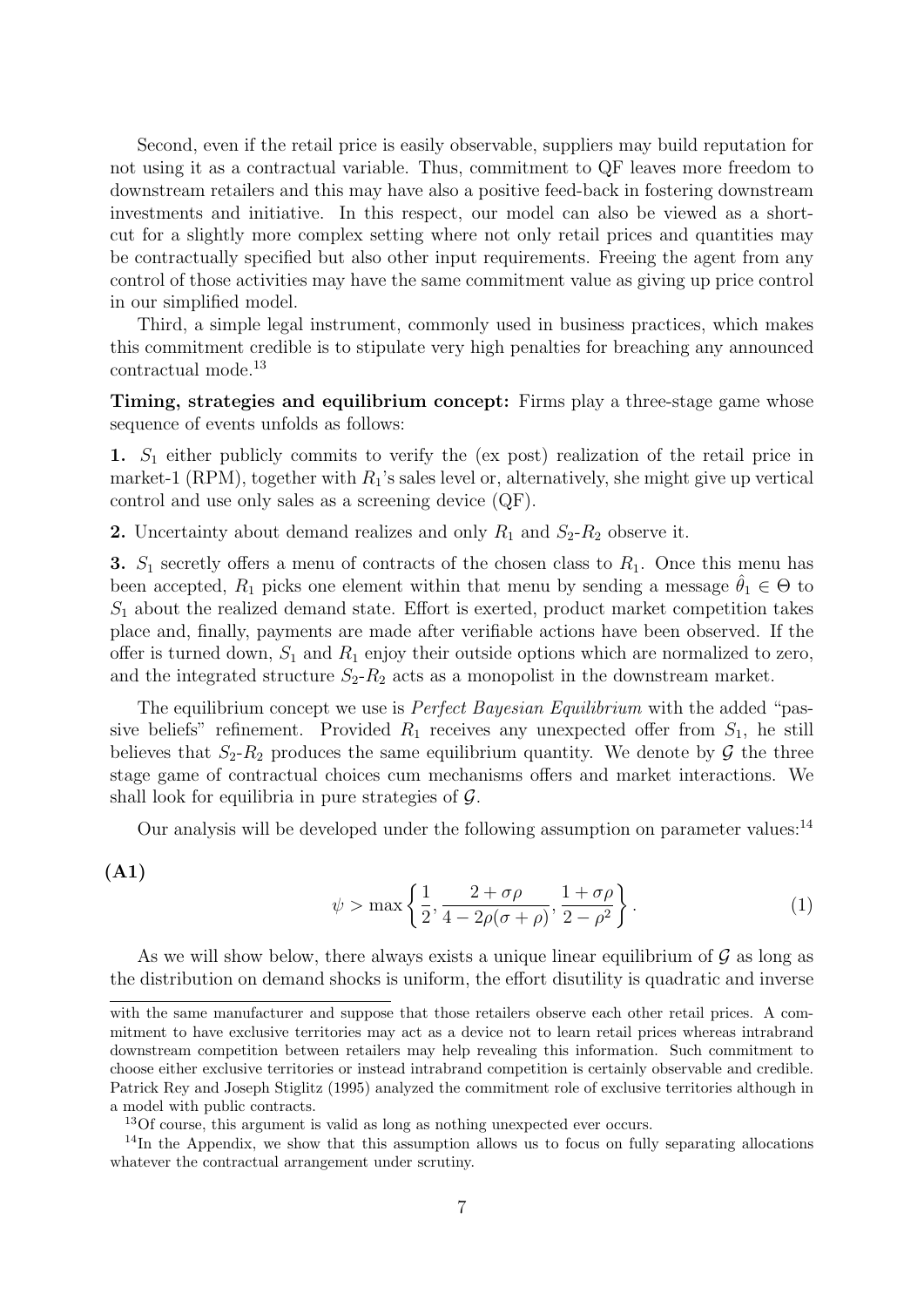Second, even if the retail price is easily observable, suppliers may build reputation for not using it as a contractual variable. Thus, commitment to QF leaves more freedom to downstream retailers and this may have also a positive feed-back in fostering downstream investments and initiative. In this respect, our model can also be viewed as a short-cut for a slightly more complex setting where not only retail prices and quantities may be contractually specified but also other input requirements. Freeing the agent from any control of those activities may have the same commitment value as giving up price control in our simplified model.

Third, a simple legal instrument, commonly used in business practices, which makes this commitment credible is to stipulate very high penalties for breaching any announced contractual mode.[13]

**Timing, strategies and equilibrium concept:** Firms play a three-stage game whose sequence of events unfolds as follows:

**1.** $S_1$ either publicly commits to verify the (ex post) realization of the retail price in market-1 (RPM), together with $R_1$'s sales level or, alternatively, she might give up vertical control and use only sales as a screening device (QF).

**2.** Uncertainty about demand realizes and only $R_1$ and $S_2$-$R_2$ observe it.

**3.** $S_1$ secretly offers a menu of contracts of the chosen class to $R_1$. Once this menu has been accepted, $R_1$ picks one element within that menu by sending a message $\hat{\theta}_1 \in \Theta$ to $S_1$ about the realized demand state. Effort is exerted, product market competition takes place and, finally, payments are made after verifiable actions have been observed. If the offer is turned down, $S_1$ and $R_1$ enjoy their outside options which are normalized to zero, and the integrated structure $S_2$-$R_2$ acts as a monopolist in the downstream market.

The equilibrium concept we use is *Perfect Bayesian Equilibrium* with the added "passive beliefs" refinement. Provided $R_1$ receives any unexpected offer from $S_1$, he still believes that $S_2$-$R_2$ produces the same equilibrium quantity. We denote by $\mathcal{G}$ the three stage game of contractual choices cum mechanisms offers and market interactions. We shall look for equilibria in pure strategies of $\mathcal{G}$.

Our analysis will be developed under the following assumption on parameter values:[14]

**(A1)**

$$\psi > \max\left\{\frac{1}{2}, \frac{2+\sigma\rho}{4-2\rho(\sigma+\rho)}, \frac{1+\sigma\rho}{2-\rho^2}\right\}. \tag{1}$$

As we will show below, there always exists a unique linear equilibrium of $\mathcal{G}$ as long as the distribution on demand shocks is uniform, the effort disutility is quadratic and inverse

---

with the same manufacturer and suppose that those retailers observe each other retail prices. A commitment to have exclusive territories may act as a device not to learn retail prices whereas intrabrand downstream competition between retailers may help revealing this information. Such commitment to choose either exclusive territories or instead intrabrand competition is certainly observable and credible. Patrick Rey and Joseph Stiglitz (1995) analyzed the commitment role of exclusive territories although in a model with public contracts.

[13] Of course, this argument is valid as long as nothing unexpected ever occurs.

[14] In the Appendix, we show that this assumption allows us to focus on fully separating allocations whatever the contractual arrangement under scrutiny.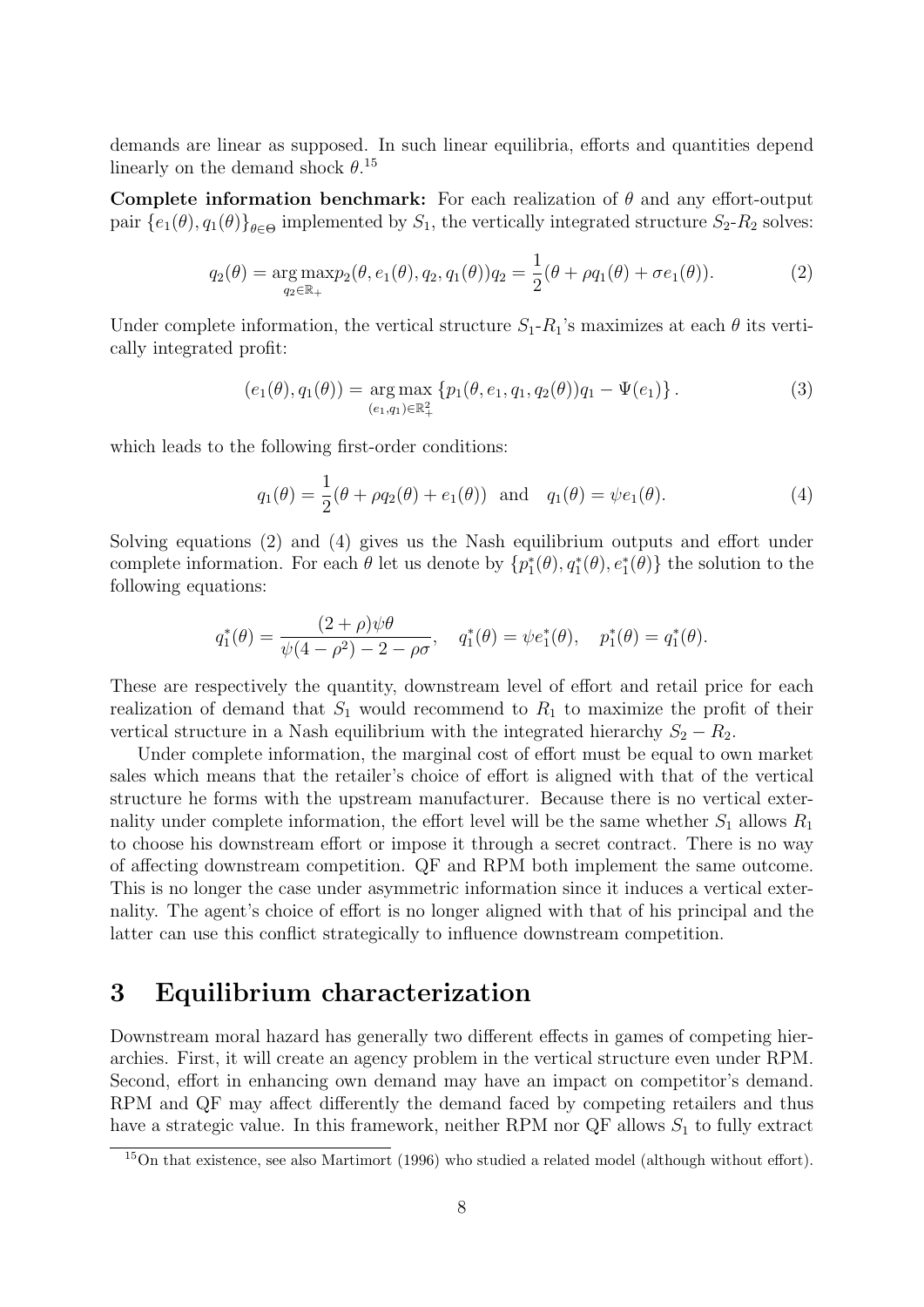demands are linear as supposed. In such linear equilibria, efforts and quantities depend linearly on the demand shock $\theta$.[15]

**Complete information benchmark:** For each realization of $\theta$ and any effort-output pair $\{e_1(\theta), q_1(\theta)\}_{\theta \in \Theta}$ implemented by $S_1$, the vertically integrated structure $S_2$-$R_2$ solves:

$$q_2(\theta) = \underset{q_2 \in \mathbb{R}_+}{\arg\max}\, p_2(\theta, e_1(\theta), q_2, q_1(\theta))q_2 = \frac{1}{2}(\theta + \rho q_1(\theta) + \sigma e_1(\theta)). \tag{2}$$

Under complete information, the vertical structure $S_1$-$R_1$'s maximizes at each $\theta$ its vertically integrated profit:

$$(e_1(\theta), q_1(\theta)) = \underset{(e_1, q_1) \in \mathbb{R}_+^2}{\arg\max} \left\{ p_1(\theta, e_1, q_1, q_2(\theta))q_1 - \Psi(e_1) \right\}. \tag{3}$$

which leads to the following first-order conditions:

$$q_1(\theta) = \frac{1}{2}(\theta + \rho q_2(\theta) + e_1(\theta)) \quad \text{and} \quad q_1(\theta) = \psi e_1(\theta). \tag{4}$$

Solving equations (2) and (4) gives us the Nash equilibrium outputs and effort under complete information. For each $\theta$ let us denote by $\{p_1^*(\theta), q_1^*(\theta), e_1^*(\theta)\}$ the solution to the following equations:

$$q_1^*(\theta) = \frac{(2+\rho)\psi\theta}{\psi(4-\rho^2) - 2 - \rho\sigma}, \quad q_1^*(\theta) = \psi e_1^*(\theta), \quad p_1^*(\theta) = q_1^*(\theta).$$

These are respectively the quantity, downstream level of effort and retail price for each realization of demand that $S_1$ would recommend to $R_1$ to maximize the profit of their vertical structure in a Nash equilibrium with the integrated hierarchy $S_2 - R_2$.

Under complete information, the marginal cost of effort must be equal to own market sales which means that the retailer's choice of effort is aligned with that of the vertical structure he forms with the upstream manufacturer. Because there is no vertical externality under complete information, the effort level will be the same whether $S_1$ allows $R_1$ to choose his downstream effort or impose it through a secret contract. There is no way of affecting downstream competition. QF and RPM both implement the same outcome. This is no longer the case under asymmetric information since it induces a vertical externality. The agent's choice of effort is no longer aligned with that of his principal and the latter can use this conflict strategically to influence downstream competition.

# 3 Equilibrium characterization

Downstream moral hazard has generally two different effects in games of competing hierarchies. First, it will create an agency problem in the vertical structure even under RPM. Second, effort in enhancing own demand may have an impact on competitor's demand. RPM and QF may affect differently the demand faced by competing retailers and thus have a strategic value. In this framework, neither RPM nor QF allows $S_1$ to fully extract

[15] On that existence, see also Martimort (1996) who studied a related model (although without effort).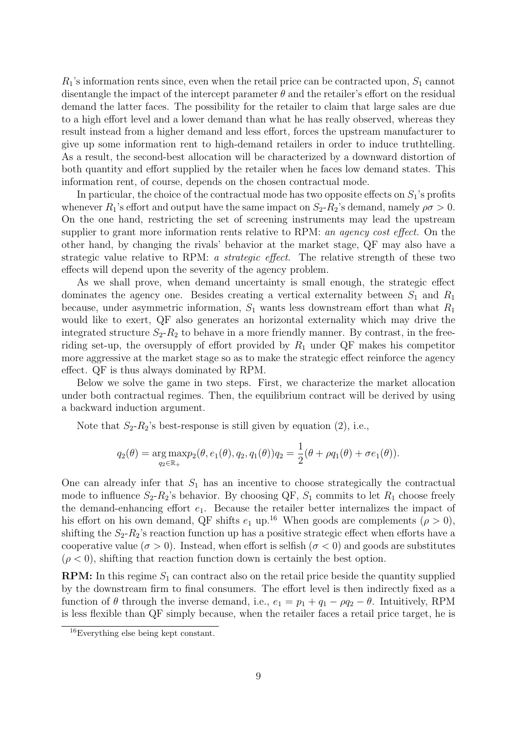$R_1$'s information rents since, even when the retail price can be contracted upon, $S_1$ cannot disentangle the impact of the intercept parameter $\theta$ and the retailer's effort on the residual demand the latter faces. The possibility for the retailer to claim that large sales are due to a high effort level and a lower demand than what he has really observed, whereas they result instead from a higher demand and less effort, forces the upstream manufacturer to give up some information rent to high-demand retailers in order to induce truthtelling. As a result, the second-best allocation will be characterized by a downward distortion of both quantity and effort supplied by the retailer when he faces low demand states. This information rent, of course, depends on the chosen contractual mode.

In particular, the choice of the contractual mode has two opposite effects on $S_1$'s profits whenever $R_1$'s effort and output have the same impact on $S_2$-$R_2$'s demand, namely $\rho\sigma > 0$. On the one hand, restricting the set of screening instruments may lead the upstream supplier to grant more information rents relative to RPM: *an agency cost effect*. On the other hand, by changing the rivals' behavior at the market stage, QF may also have a strategic value relative to RPM: *a strategic effect*. The relative strength of these two effects will depend upon the severity of the agency problem.

As we shall prove, when demand uncertainty is small enough, the strategic effect dominates the agency one. Besides creating a vertical externality between $S_1$ and $R_1$ because, under asymmetric information, $S_1$ wants less downstream effort than what $R_1$ would like to exert, QF also generates an horizontal externality which may drive the integrated structure $S_2$-$R_2$ to behave in a more friendly manner. By contrast, in the free-riding set-up, the oversupply of effort provided by $R_1$ under QF makes his competitor more aggressive at the market stage so as to make the strategic effect reinforce the agency effect. QF is thus always dominated by RPM.

Below we solve the game in two steps. First, we characterize the market allocation under both contractual regimes. Then, the equilibrium contract will be derived by using a backward induction argument.

Note that $S_2$-$R_2$'s best-response is still given by equation (2), i.e.,

$$q_2(\theta) = \underset{q_2 \in \mathbb{R}_+}{\arg\max}\, p_2(\theta, e_1(\theta), q_2, q_1(\theta))q_2 = \frac{1}{2}(\theta + \rho q_1(\theta) + \sigma e_1(\theta)).$$

One can already infer that $S_1$ has an incentive to choose strategically the contractual mode to influence $S_2$-$R_2$'s behavior. By choosing QF, $S_1$ commits to let $R_1$ choose freely the demand-enhancing effort $e_1$. Because the retailer better internalizes the impact of his effort on his own demand, QF shifts $e_1$ up.[16] When goods are complements ($\rho > 0$), shifting the $S_2$-$R_2$'s reaction function up has a positive strategic effect when efforts have a cooperative value ($\sigma > 0$). Instead, when effort is selfish ($\sigma < 0$) and goods are substitutes ($\rho < 0$), shifting that reaction function down is certainly the best option.

**RPM:** In this regime $S_1$ can contract also on the retail price beside the quantity supplied by the downstream firm to final consumers. The effort level is then indirectly fixed as a function of $\theta$ through the inverse demand, i.e., $e_1 = p_1 + q_1 - \rho q_2 - \theta$. Intuitively, RPM is less flexible than QF simply because, when the retailer faces a retail price target, he is

[16] Everything else being kept constant.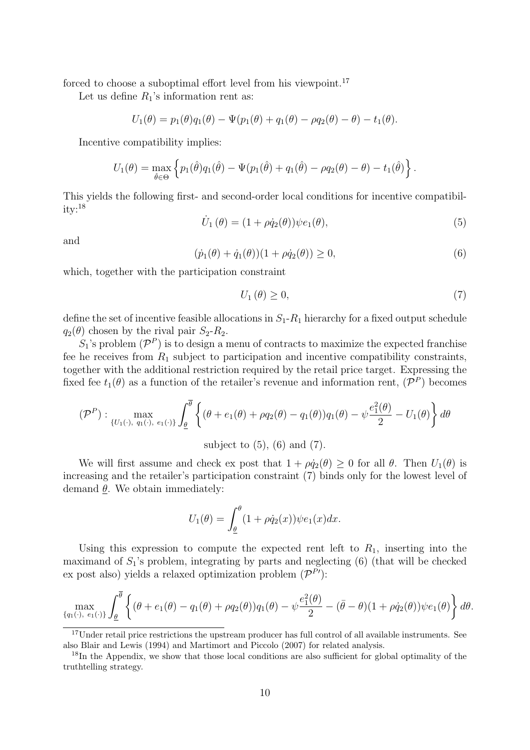forced to choose a suboptimal effort level from his viewpoint.[17]

Let us define $R_1$'s information rent as:

$$U_1(\theta) = p_1(\theta)q_1(\theta) - \Psi(p_1(\theta) + q_1(\theta) - \rho q_2(\theta) - \theta) - t_1(\theta).$$

Incentive compatibility implies:

$$U_1(\theta) = \max_{\hat{\theta}\in\Theta} \left\{ p_1(\hat{\theta})q_1(\hat{\theta}) - \Psi(p_1(\hat{\theta}) + q_1(\hat{\theta}) - \rho q_2(\theta) - \theta) - t_1(\hat{\theta}) \right\}.$$

This yields the following first- and second-order local conditions for incentive compatibility:[18]

$$\dot{U}_1(\theta) = (1 + \rho\dot{q}_2(\theta))\psi e_1(\theta), \tag{5}$$

and

$$(\dot{p}_1(\theta) + \dot{q}_1(\theta))(1 + \rho\dot{q}_2(\theta)) \geq 0, \tag{6}$$

which, together with the participation constraint

$$U_1(\theta) \geq 0, \tag{7}$$

define the set of incentive feasible allocations in $S_1$-$R_1$ hierarchy for a fixed output schedule $q_2(\theta)$ chosen by the rival pair $S_2$-$R_2$.

$S_1$'s problem $(\mathcal{P}^P)$ is to design a menu of contracts to maximize the expected franchise fee he receives from $R_1$ subject to participation and incentive compatibility constraints, together with the additional restriction required by the retail price target. Expressing the fixed fee $t_1(\theta)$ as a function of the retailer's revenue and information rent, $(\mathcal{P}^P)$ becomes

$$(\mathcal{P}^P): \max_{\{U_1(\cdot),\ q_1(\cdot),\ e_1(\cdot)\}} \int_{\underline{\theta}}^{\overline{\theta}} \left\{ (\theta + e_1(\theta) + \rho q_2(\theta) - q_1(\theta))q_1(\theta) - \psi\frac{e_1^2(\theta)}{2} - U_1(\theta) \right\} d\theta$$

subject to (5), (6) and (7).

We will first assume and check ex post that $1 + \rho\dot{q}_2(\theta) \geq 0$ for all $\theta$. Then $U_1(\theta)$ is increasing and the retailer's participation constraint (7) binds only for the lowest level of demand $\underline{\theta}$. We obtain immediately:

$$U_1(\theta) = \int_{\underline{\theta}}^{\theta} (1 + \rho\dot{q}_2(x))\psi e_1(x)dx.$$

Using this expression to compute the expected rent left to $R_1$, inserting into the maximand of $S_1$'s problem, integrating by parts and neglecting (6) (that will be checked ex post also) yields a relaxed optimization problem $(\mathcal{P}^{P\prime})$:

$$\max_{\{q_1(\cdot),\ e_1(\cdot)\}} \int_{\underline{\theta}}^{\overline{\theta}} \left\{ (\theta + e_1(\theta) - q_1(\theta) + \rho q_2(\theta))q_1(\theta) - \psi\frac{e_1^2(\theta)}{2} - (\bar{\theta} - \theta)(1 + \rho\dot{q}_2(\theta))\psi e_1(\theta) \right\} d\theta.$$

[17] Under retail price restrictions the upstream producer has full control of all available instruments. See also Blair and Lewis (1994) and Martimort and Piccolo (2007) for related analysis.

[18] In the Appendix, we show that those local conditions are also sufficient for global optimality of the truthtelling strategy.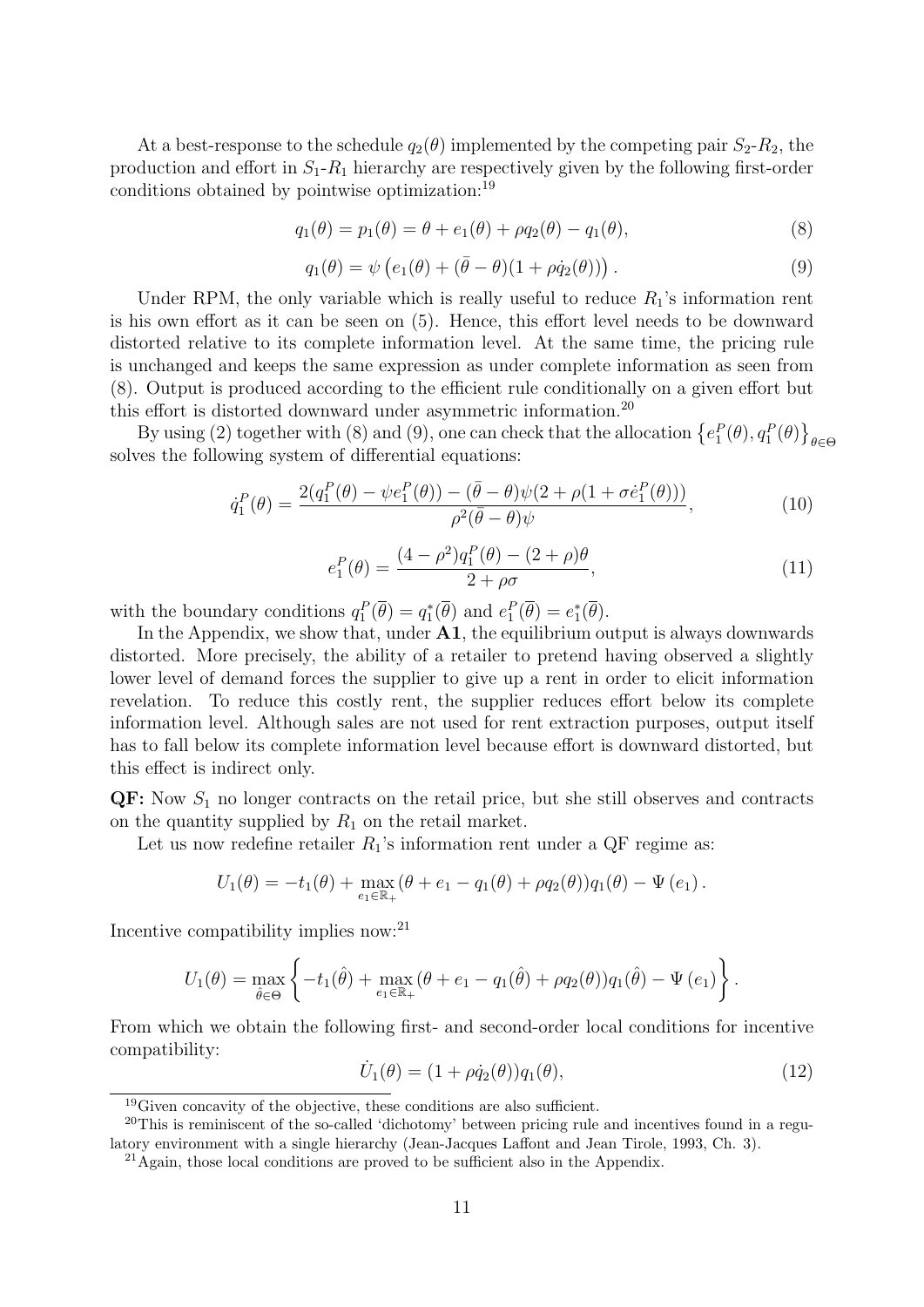At a best-response to the schedule $q_2(\theta)$ implemented by the competing pair $S_2$-$R_2$, the production and effort in $S_1$-$R_1$ hierarchy are respectively given by the following first-order conditions obtained by pointwise optimization:[19]

$$q_1(\theta) = p_1(\theta) = \theta + e_1(\theta) + \rho q_2(\theta) - q_1(\theta), \tag{8}$$

$$q_1(\theta) = \psi \left( e_1(\theta) + (\bar{\theta} - \theta)(1 + \rho \dot{q}_2(\theta)) \right). \tag{9}$$

Under RPM, the only variable which is really useful to reduce $R_1$'s information rent is his own effort as it can be seen on (5). Hence, this effort level needs to be downward distorted relative to its complete information level. At the same time, the pricing rule is unchanged and keeps the same expression as under complete information as seen from (8). Output is produced according to the efficient rule conditionally on a given effort but this effort is distorted downward under asymmetric information.[20]

By using (2) together with (8) and (9), one can check that the allocation $\left\{e_1^P(\theta), q_1^P(\theta)\right\}_{\theta \in \Theta}$ solves the following system of differential equations:

$$\dot{q}_1^P(\theta) = \frac{2(q_1^P(\theta) - \psi e_1^P(\theta)) - (\bar{\theta} - \theta)\psi(2 + \rho(1 + \sigma \dot{e}_1^P(\theta)))}{\rho^2(\bar{\theta} - \theta)\psi}, \tag{10}$$

$$e_1^P(\theta) = \frac{(4 - \rho^2) q_1^P(\theta) - (2 + \rho)\theta}{2 + \rho\sigma}, \tag{11}$$

with the boundary conditions $q_1^P(\overline{\theta}) = q_1^*(\overline{\theta})$ and $e_1^P(\overline{\theta}) = e_1^*(\overline{\theta})$.

In the Appendix, we show that, under **A1**, the equilibrium output is always downwards distorted. More precisely, the ability of a retailer to pretend having observed a slightly lower level of demand forces the supplier to give up a rent in order to elicit information revelation. To reduce this costly rent, the supplier reduces effort below its complete information level. Although sales are not used for rent extraction purposes, output itself has to fall below its complete information level because effort is downward distorted, but this effect is indirect only.

**QF:** Now $S_1$ no longer contracts on the retail price, but she still observes and contracts on the quantity supplied by $R_1$ on the retail market.

Let us now redefine retailer $R_1$'s information rent under a QF regime as:

$$U_1(\theta) = -t_1(\theta) + \max_{e_1 \in \mathbb{R}_+} (\theta + e_1 - q_1(\theta) + \rho q_2(\theta)) q_1(\theta) - \Psi(e_1).$$

Incentive compatibility implies now:[21]

$$U_1(\theta) = \max_{\hat{\theta} \in \Theta} \left\{ -t_1(\hat{\theta}) + \max_{e_1 \in \mathbb{R}_+} (\theta + e_1 - q_1(\hat{\theta}) + \rho q_2(\theta)) q_1(\hat{\theta}) - \Psi(e_1) \right\}.$$

From which we obtain the following first- and second-order local conditions for incentive compatibility:

$$\dot{U}_1(\theta) = (1 + \rho \dot{q}_2(\theta)) q_1(\theta), \tag{12}$$

[19] Given concavity of the objective, these conditions are also sufficient.

[20] This is reminiscent of the so-called 'dichotomy' between pricing rule and incentives found in a regulatory environment with a single hierarchy (Jean-Jacques Laffont and Jean Tirole, 1993, Ch. 3).

[21] Again, those local conditions are proved to be sufficient also in the Appendix.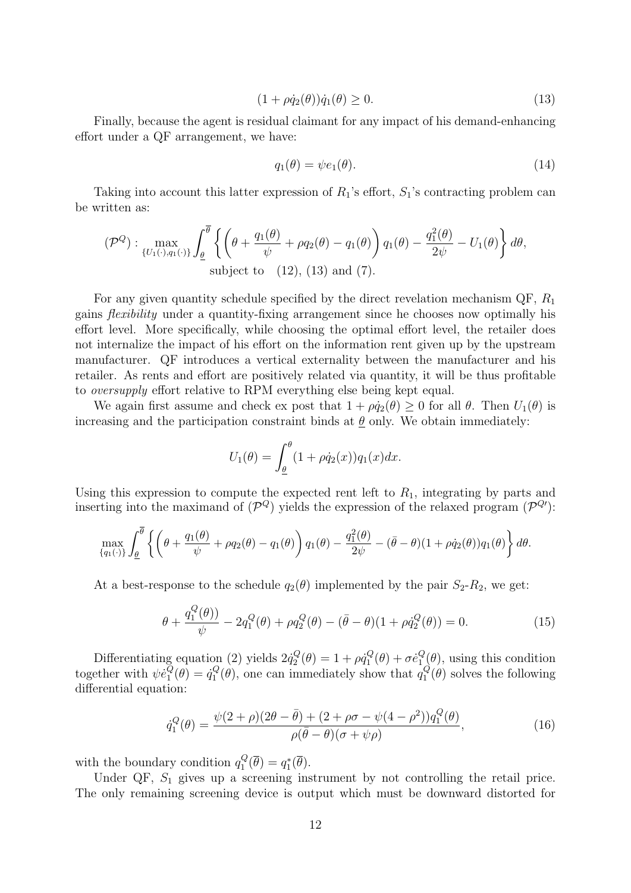$$(1 + \rho \dot{q}_2(\theta))\dot{q}_1(\theta) \geq 0. \tag{13}$$

Finally, because the agent is residual claimant for any impact of his demand-enhancing effort under a QF arrangement, we have:

$$q_1(\theta) = \psi e_1(\theta). \tag{14}$$

Taking into account this latter expression of $R_1$'s effort, $S_1$'s contracting problem can be written as:

$$(\mathcal{P}^Q): \max_{\{U_1(\cdot), q_1(\cdot)\}} \int_{\underline{\theta}}^{\overline{\theta}} \left\{ \left( \theta + \frac{q_1(\theta)}{\psi} + \rho q_2(\theta) - q_1(\theta) \right) q_1(\theta) - \frac{q_1^2(\theta)}{2\psi} - U_1(\theta) \right\} d\theta,$$
$$\text{subject to} \quad (12), (13) \text{ and } (7).$$

For any given quantity schedule specified by the direct revelation mechanism QF, $R_1$ gains *flexibility* under a quantity-fixing arrangement since he chooses now optimally his effort level. More specifically, while choosing the optimal effort level, the retailer does not internalize the impact of his effort on the information rent given up by the upstream manufacturer. QF introduces a vertical externality between the manufacturer and his retailer. As rents and effort are positively related via quantity, it will be thus profitable to *oversupply* effort relative to RPM everything else being kept equal.

We again first assume and check ex post that $1 + \rho \dot{q}_2(\theta) \geq 0$ for all $\theta$. Then $U_1(\theta)$ is increasing and the participation constraint binds at $\underline{\theta}$ only. We obtain immediately:

$$U_1(\theta) = \int_{\underline{\theta}}^{\theta} (1 + \rho \dot{q}_2(x)) q_1(x) dx.$$

Using this expression to compute the expected rent left to $R_1$, integrating by parts and inserting into the maximand of $(\mathcal{P}^Q)$ yields the expression of the relaxed program $(\mathcal{P}^{Q\prime})$:

$$\max_{\{q_1(\cdot)\}} \int_{\underline{\theta}}^{\overline{\theta}} \left\{ \left( \theta + \frac{q_1(\theta)}{\psi} + \rho q_2(\theta) - q_1(\theta) \right) q_1(\theta) - \frac{q_1^2(\theta)}{2\psi} - (\bar{\theta} - \theta)(1 + \rho \dot{q}_2(\theta)) q_1(\theta) \right\} d\theta.$$

At a best-response to the schedule $q_2(\theta)$ implemented by the pair $S_2$-$R_2$, we get:

$$\theta + \frac{q_1^Q(\theta))}{\psi} - 2q_1^Q(\theta) + \rho q_2^Q(\theta) - (\bar{\theta} - \theta)(1 + \rho \dot{q}_2^Q(\theta)) = 0. \tag{15}$$

Differentiating equation (2) yields $2\dot{q}_2^Q(\theta) = 1 + \rho \dot{q}_1^Q(\theta) + \sigma \dot{e}_1^Q(\theta)$, using this condition together with $\psi \dot{e}_1^Q(\theta) = \dot{q}_1^Q(\theta)$, one can immediately show that $q_1^Q(\theta)$ solves the following differential equation:

$$\dot{q}_1^Q(\theta) = \frac{\psi(2 + \rho)(2\theta - \bar{\theta}) + (2 + \rho\sigma - \psi(4 - \rho^2)) q_1^Q(\theta)}{\rho(\bar{\theta} - \theta)(\sigma + \psi\rho)}, \tag{16}$$

with the boundary condition $q_1^Q(\overline{\theta}) = q_1^*(\overline{\theta})$.

Under QF, $S_1$ gives up a screening instrument by not controlling the retail price. The only remaining screening device is output which must be downward distorted for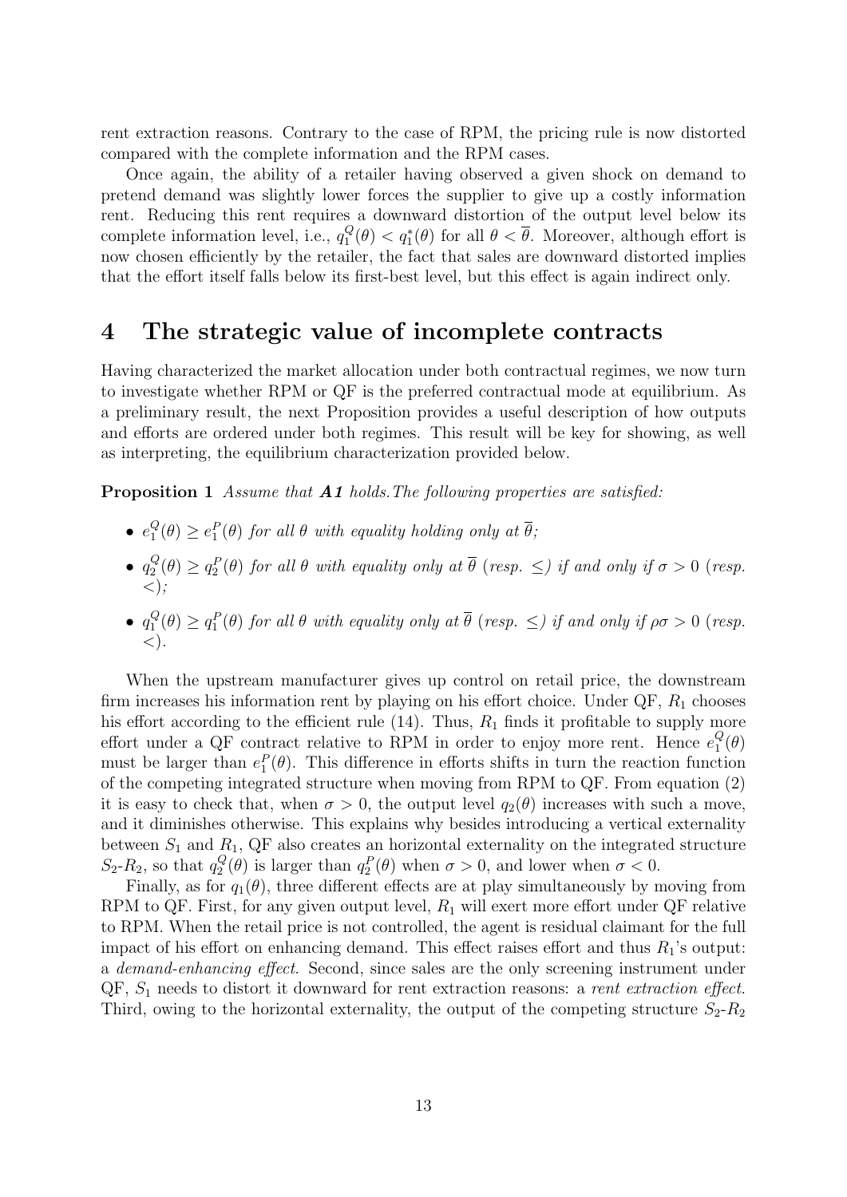rent extraction reasons. Contrary to the case of RPM, the pricing rule is now distorted compared with the complete information and the RPM cases.

Once again, the ability of a retailer having observed a given shock on demand to pretend demand was slightly lower forces the supplier to give up a costly information rent. Reducing this rent requires a downward distortion of the output level below its complete information level, i.e., $q_1^Q(\theta) < q_1^*(\theta)$ for all $\theta < \overline{\theta}$. Moreover, although effort is now chosen efficiently by the retailer, the fact that sales are downward distorted implies that the effort itself falls below its first-best level, but this effect is again indirect only.

# 4 The strategic value of incomplete contracts

Having characterized the market allocation under both contractual regimes, we now turn to investigate whether RPM or QF is the preferred contractual mode at equilibrium. As a preliminary result, the next Proposition provides a useful description of how outputs and efforts are ordered under both regimes. This result will be key for showing, as well as interpreting, the equilibrium characterization provided below.

**Proposition 1** *Assume that **A1** holds.The following properties are satisfied:*

- $e_1^Q(\theta) \geq e_1^P(\theta)$ *for all* $\theta$ *with equality holding only at* $\overline{\theta}$*;*
- $q_2^Q(\theta) \geq q_2^P(\theta)$ *for all* $\theta$ *with equality only at* $\overline{\theta}$ *(resp.* $\leq$*) if and only if* $\sigma > 0$ *(resp.* $<$*);*
- $q_1^Q(\theta) \geq q_1^P(\theta)$ *for all* $\theta$ *with equality only at* $\overline{\theta}$ *(resp.* $\leq$*) if and only if* $\rho\sigma > 0$ *(resp.* $<$*).*

When the upstream manufacturer gives up control on retail price, the downstream firm increases his information rent by playing on his effort choice. Under QF, $R_1$ chooses his effort according to the efficient rule (14). Thus, $R_1$ finds it profitable to supply more effort under a QF contract relative to RPM in order to enjoy more rent. Hence $e_1^Q(\theta)$ must be larger than $e_1^P(\theta)$. This difference in efforts shifts in turn the reaction function of the competing integrated structure when moving from RPM to QF. From equation (2) it is easy to check that, when $\sigma > 0$, the output level $q_2(\theta)$ increases with such a move, and it diminishes otherwise. This explains why besides introducing a vertical externality between $S_1$ and $R_1$, QF also creates an horizontal externality on the integrated structure $S_2$-$R_2$, so that $q_2^Q(\theta)$ is larger than $q_2^P(\theta)$ when $\sigma > 0$, and lower when $\sigma < 0$.

Finally, as for $q_1(\theta)$, three different effects are at play simultaneously by moving from RPM to QF. First, for any given output level, $R_1$ will exert more effort under QF relative to RPM. When the retail price is not controlled, the agent is residual claimant for the full impact of his effort on enhancing demand. This effect raises effort and thus $R_1$'s output: a *demand-enhancing effect*. Second, since sales are the only screening instrument under QF, $S_1$ needs to distort it downward for rent extraction reasons: a *rent extraction effect*. Third, owing to the horizontal externality, the output of the competing structure $S_2$-$R_2$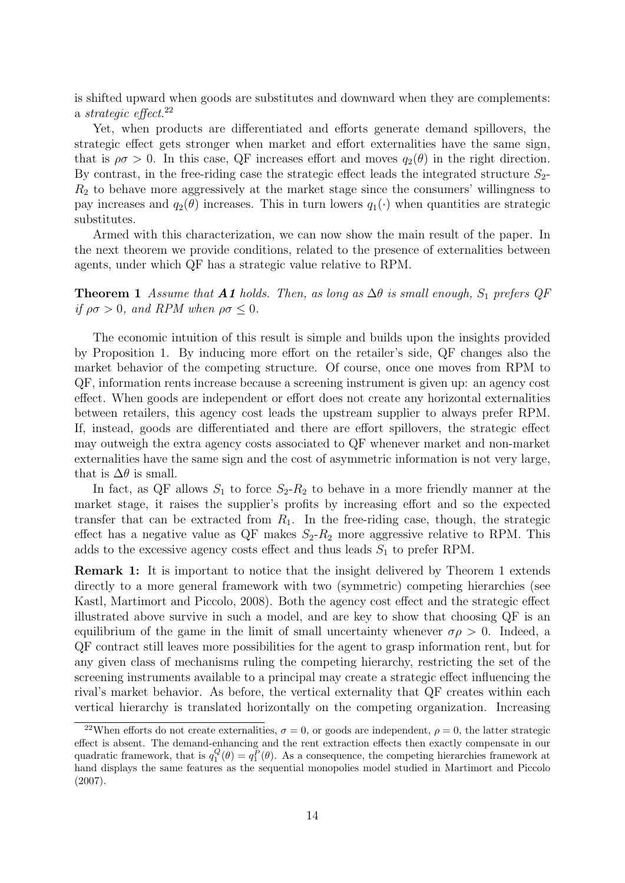is shifted upward when goods are substitutes and downward when they are complements: a *strategic effect*.[22]

Yet, when products are differentiated and efforts generate demand spillovers, the strategic effect gets stronger when market and effort externalities have the same sign, that is $\rho\sigma > 0$. In this case, QF increases effort and moves $q_2(\theta)$ in the right direction. By contrast, in the free-riding case the strategic effect leads the integrated structure $S_2$-$R_2$ to behave more aggressively at the market stage since the consumers' willingness to pay increases and $q_2(\theta)$ increases. This in turn lowers $q_1(\cdot)$ when quantities are strategic substitutes.

Armed with this characterization, we can now show the main result of the paper. In the next theorem we provide conditions, related to the presence of externalities between agents, under which QF has a strategic value relative to RPM.

**Theorem 1** *Assume that* ***A1*** *holds. Then, as long as $\Delta\theta$ is small enough, $S_1$ prefers QF if $\rho\sigma > 0$, and RPM when $\rho\sigma \leq 0$.*

The economic intuition of this result is simple and builds upon the insights provided by Proposition 1. By inducing more effort on the retailer's side, QF changes also the market behavior of the competing structure. Of course, once one moves from RPM to QF, information rents increase because a screening instrument is given up: an agency cost effect. When goods are independent or effort does not create any horizontal externalities between retailers, this agency cost leads the upstream supplier to always prefer RPM. If, instead, goods are differentiated and there are effort spillovers, the strategic effect may outweigh the extra agency costs associated to QF whenever market and non-market externalities have the same sign and the cost of asymmetric information is not very large, that is $\Delta\theta$ is small.

In fact, as QF allows $S_1$ to force $S_2$-$R_2$ to behave in a more friendly manner at the market stage, it raises the supplier's profits by increasing effort and so the expected transfer that can be extracted from $R_1$. In the free-riding case, though, the strategic effect has a negative value as QF makes $S_2$-$R_2$ more aggressive relative to RPM. This adds to the excessive agency costs effect and thus leads $S_1$ to prefer RPM.

**Remark 1:** It is important to notice that the insight delivered by Theorem 1 extends directly to a more general framework with two (symmetric) competing hierarchies (see Kastl, Martimort and Piccolo, 2008). Both the agency cost effect and the strategic effect illustrated above survive in such a model, and are key to show that choosing QF is an equilibrium of the game in the limit of small uncertainty whenever $\sigma\rho > 0$. Indeed, a QF contract still leaves more possibilities for the agent to grasp information rent, but for any given class of mechanisms ruling the competing hierarchy, restricting the set of the screening instruments available to a principal may create a strategic effect influencing the rival's market behavior. As before, the vertical externality that QF creates within each vertical hierarchy is translated horizontally on the competing organization. Increasing

[22] When efforts do not create externalities, $\sigma = 0$, or goods are independent, $\rho = 0$, the latter strategic effect is absent. The demand-enhancing and the rent extraction effects then exactly compensate in our quadratic framework, that is $q_1^Q(\theta) = q_1^P(\theta)$. As a consequence, the competing hierarchies framework at hand displays the same features as the sequential monopolies model studied in Martimort and Piccolo (2007).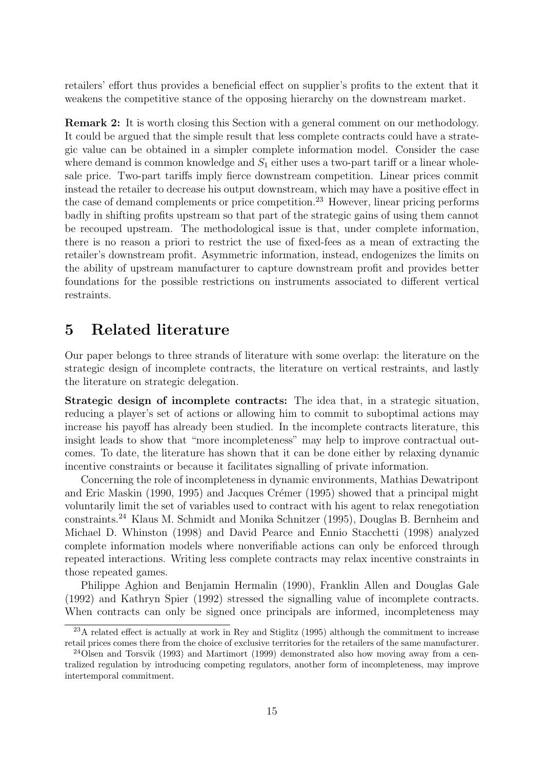retailers' effort thus provides a beneficial effect on supplier's profits to the extent that it weakens the competitive stance of the opposing hierarchy on the downstream market.

**Remark 2:** It is worth closing this Section with a general comment on our methodology. It could be argued that the simple result that less complete contracts could have a strategic value can be obtained in a simpler complete information model. Consider the case where demand is common knowledge and $S_1$ either uses a two-part tariff or a linear wholesale price. Two-part tariffs imply fierce downstream competition. Linear prices commit instead the retailer to decrease his output downstream, which may have a positive effect in the case of demand complements or price competition.[23] However, linear pricing performs badly in shifting profits upstream so that part of the strategic gains of using them cannot be recouped upstream. The methodological issue is that, under complete information, there is no reason a priori to restrict the use of fixed-fees as a mean of extracting the retailer's downstream profit. Asymmetric information, instead, endogenizes the limits on the ability of upstream manufacturer to capture downstream profit and provides better foundations for the possible restrictions on instruments associated to different vertical restraints.

# 5 Related literature

Our paper belongs to three strands of literature with some overlap: the literature on the strategic design of incomplete contracts, the literature on vertical restraints, and lastly the literature on strategic delegation.

**Strategic design of incomplete contracts:** The idea that, in a strategic situation, reducing a player's set of actions or allowing him to commit to suboptimal actions may increase his payoff has already been studied. In the incomplete contracts literature, this insight leads to show that "more incompleteness" may help to improve contractual outcomes. To date, the literature has shown that it can be done either by relaxing dynamic incentive constraints or because it facilitates signalling of private information.

Concerning the role of incompleteness in dynamic environments, Mathias Dewatripont and Eric Maskin (1990, 1995) and Jacques Crémer (1995) showed that a principal might voluntarily limit the set of variables used to contract with his agent to relax renegotiation constraints.[24] Klaus M. Schmidt and Monika Schnitzer (1995), Douglas B. Bernheim and Michael D. Whinston (1998) and David Pearce and Ennio Stacchetti (1998) analyzed complete information models where nonverifiable actions can only be enforced through repeated interactions. Writing less complete contracts may relax incentive constraints in those repeated games.

Philippe Aghion and Benjamin Hermalin (1990), Franklin Allen and Douglas Gale (1992) and Kathryn Spier (1992) stressed the signalling value of incomplete contracts. When contracts can only be signed once principals are informed, incompleteness may

[23] A related effect is actually at work in Rey and Stiglitz (1995) although the commitment to increase retail prices comes there from the choice of exclusive territories for the retailers of the same manufacturer.

[24] Olsen and Torsvik (1993) and Martimort (1999) demonstrated also how moving away from a centralized regulation by introducing competing regulators, another form of incompleteness, may improve intertemporal commitment.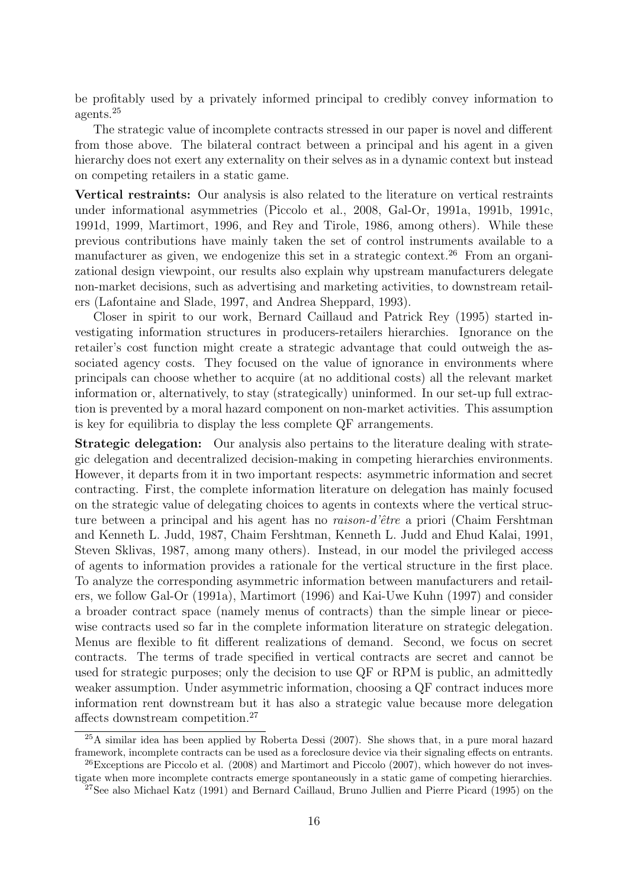be profitably used by a privately informed principal to credibly convey information to agents.[25]

The strategic value of incomplete contracts stressed in our paper is novel and different from those above. The bilateral contract between a principal and his agent in a given hierarchy does not exert any externality on their selves as in a dynamic context but instead on competing retailers in a static game.

**Vertical restraints:** Our analysis is also related to the literature on vertical restraints under informational asymmetries (Piccolo et al., 2008, Gal-Or, 1991a, 1991b, 1991c, 1991d, 1999, Martimort, 1996, and Rey and Tirole, 1986, among others). While these previous contributions have mainly taken the set of control instruments available to a manufacturer as given, we endogenize this set in a strategic context.[26] From an organizational design viewpoint, our results also explain why upstream manufacturers delegate non-market decisions, such as advertising and marketing activities, to downstream retailers (Lafontaine and Slade, 1997, and Andrea Sheppard, 1993).

Closer in spirit to our work, Bernard Caillaud and Patrick Rey (1995) started investigating information structures in producers-retailers hierarchies. Ignorance on the retailer's cost function might create a strategic advantage that could outweigh the associated agency costs. They focused on the value of ignorance in environments where principals can choose whether to acquire (at no additional costs) all the relevant market information or, alternatively, to stay (strategically) uninformed. In our set-up full extraction is prevented by a moral hazard component on non-market activities. This assumption is key for equilibria to display the less complete QF arrangements.

**Strategic delegation:** Our analysis also pertains to the literature dealing with strategic delegation and decentralized decision-making in competing hierarchies environments. However, it departs from it in two important respects: asymmetric information and secret contracting. First, the complete information literature on delegation has mainly focused on the strategic value of delegating choices to agents in contexts where the vertical structure between a principal and his agent has no *raison-d'être* a priori (Chaim Fershtman and Kenneth L. Judd, 1987, Chaim Fershtman, Kenneth L. Judd and Ehud Kalai, 1991, Steven Sklivas, 1987, among many others). Instead, in our model the privileged access of agents to information provides a rationale for the vertical structure in the first place. To analyze the corresponding asymmetric information between manufacturers and retailers, we follow Gal-Or (1991a), Martimort (1996) and Kai-Uwe Kuhn (1997) and consider a broader contract space (namely menus of contracts) than the simple linear or piecewise contracts used so far in the complete information literature on strategic delegation. Menus are flexible to fit different realizations of demand. Second, we focus on secret contracts. The terms of trade specified in vertical contracts are secret and cannot be used for strategic purposes; only the decision to use QF or RPM is public, an admittedly weaker assumption. Under asymmetric information, choosing a QF contract induces more information rent downstream but it has also a strategic value because more delegation affects downstream competition.[27]

[25] A similar idea has been applied by Roberta Dessi (2007). She shows that, in a pure moral hazard framework, incomplete contracts can be used as a foreclosure device via their signaling effects on entrants.

[26] Exceptions are Piccolo et al. (2008) and Martimort and Piccolo (2007), which however do not investigate when more incomplete contracts emerge spontaneously in a static game of competing hierarchies.

[27] See also Michael Katz (1991) and Bernard Caillaud, Bruno Jullien and Pierre Picard (1995) on the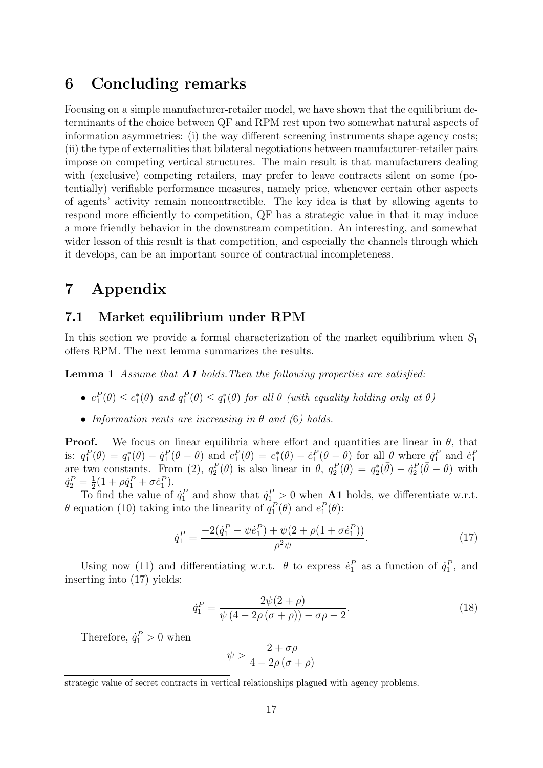## 6 Concluding remarks

Focusing on a simple manufacturer-retailer model, we have shown that the equilibrium determinants of the choice between QF and RPM rest upon two somewhat natural aspects of information asymmetries: (i) the way different screening instruments shape agency costs; (ii) the type of externalities that bilateral negotiations between manufacturer-retailer pairs impose on competing vertical structures. The main result is that manufacturers dealing with (exclusive) competing retailers, may prefer to leave contracts silent on some (potentially) verifiable performance measures, namely price, whenever certain other aspects of agents' activity remain noncontractible. The key idea is that by allowing agents to respond more efficiently to competition, QF has a strategic value in that it may induce a more friendly behavior in the downstream competition. An interesting, and somewhat wider lesson of this result is that competition, and especially the channels through which it develops, can be an important source of contractual incompleteness.

## 7 Appendix

### 7.1 Market equilibrium under RPM

In this section we provide a formal characterization of the market equilibrium when $S_1$ offers RPM. The next lemma summarizes the results.

**Lemma 1** *Assume that **A1** holds. Then the following properties are satisfied:*

- $e_1^P(\theta) \leq e_1^*(\theta)$ *and* $q_1^P(\theta) \leq q_1^*(\theta)$ *for all* $\theta$ *(with equality holding only at* $\overline{\theta}$*)*
- *Information rents are increasing in* $\theta$ *and (6) holds.*

**Proof.** We focus on linear equilibria where effort and quantities are linear in $\theta$, that is: $q_1^P(\theta) = q_1^*(\overline{\theta}) - \dot{q}_1^P(\overline{\theta} - \theta)$ and $e_1^P(\theta) = e_1^*(\overline{\theta}) - \dot{e}_1^P(\overline{\theta} - \theta)$ for all $\theta$ where $\dot{q}_1^P$ and $\dot{e}_1^P$ are two constants. From (2), $q_2^P(\theta)$ is also linear in $\theta$, $q_2^P(\theta) = q_2^*(\bar{\theta}) - \dot{q}_2^P(\bar{\theta} - \theta)$ with $\dot{q}_2^P = \frac{1}{2}(1 + \rho\dot{q}_1^P + \sigma\dot{e}_1^P)$.

To find the value of $\dot{q}_1^P$ and show that $\dot{q}_1^P > 0$ when **A1** holds, we differentiate w.r.t. $\theta$ equation (10) taking into the linearity of $q_1^P(\theta)$ and $e_1^P(\theta)$:

$$\dot{q}_1^P = \frac{-2(\dot{q}_1^P - \psi\dot{e}_1^P) + \psi(2 + \rho(1 + \sigma\dot{e}_1^P))}{\rho^2\psi}. \tag{17}$$

Using now (11) and differentiating w.r.t. $\theta$ to express $\dot{e}_1^P$ as a function of $\dot{q}_1^P$, and inserting into (17) yields:

$$\dot{q}_1^P = \frac{2\psi(2 + \rho)}{\psi\left(4 - 2\rho\left(\sigma + \rho\right)\right) - \sigma\rho - 2}. \tag{18}$$

Therefore, $\dot{q}_1^P > 0$ when

$$\psi > \frac{2 + \sigma\rho}{4 - 2\rho\left(\sigma + \rho\right)}$$

strategic value of secret contracts in vertical relationships plagued with agency problems.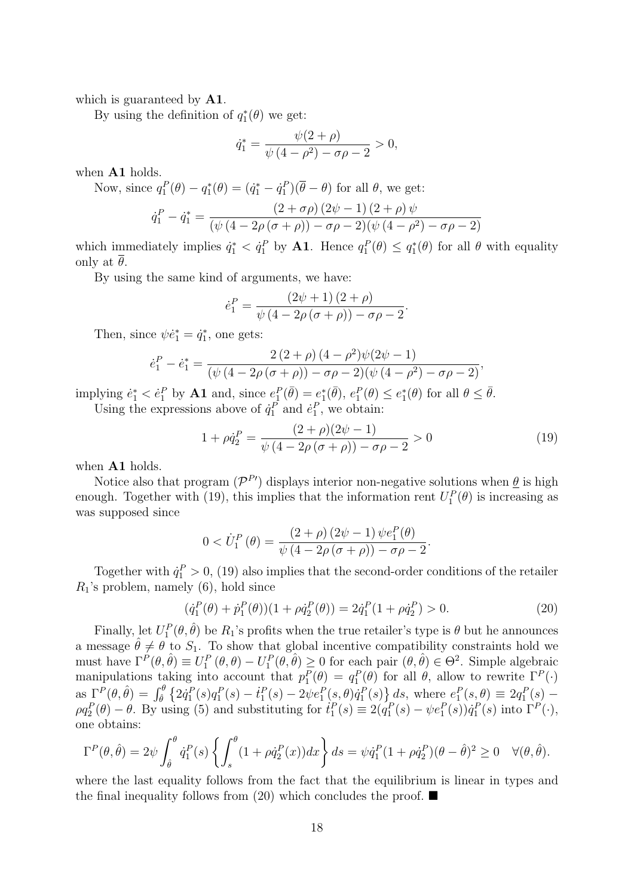which is guaranteed by **A1**.

By using the definition of $q_1^*(\theta)$ we get:

$$\dot{q}_1^* = \frac{\psi(2+\rho)}{\psi\left(4-\rho^2\right)-\sigma\rho-2} > 0,$$

when **A1** holds.

Now, since $q_1^P(\theta) - q_1^*(\theta) = (\dot{q}_1^* - \dot{q}_1^P)(\overline{\theta} - \theta)$ for all $\theta$, we get:

$$\dot{q}_1^P - \dot{q}_1^* = \frac{\left(2+\sigma\rho\right)\left(2\psi-1\right)\left(2+\rho\right)\psi}{\left(\psi\left(4-2\rho\left(\sigma+\rho\right)\right)-\sigma\rho-2\right)\left(\psi\left(4-\rho^2\right)-\sigma\rho-2\right)}$$

which immediately implies $\dot{q}_1^* < \dot{q}_1^P$ by **A1**. Hence $q_1^P(\theta) \leq q_1^*(\theta)$ for all $\theta$ with equality only at $\overline{\theta}$.

By using the same kind of arguments, we have:

$$\dot{e}_1^P = \frac{\left(2\psi+1\right)\left(2+\rho\right)}{\psi\left(4-2\rho\left(\sigma+\rho\right)\right)-\sigma\rho-2}.$$

Then, since $\psi\dot{e}_1^* = \dot{q}_1^*$, one gets:

$$\dot{e}_1^P - \dot{e}_1^* = \frac{2\left(2+\rho\right)\left(4-\rho^2\right)\psi(2\psi-1)}{\left(\psi\left(4-2\rho\left(\sigma+\rho\right)\right)-\sigma\rho-2\right)\left(\psi\left(4-\rho^2\right)-\sigma\rho-2\right)},$$

implying $\dot{e}_1^* < \dot{e}_1^P$ by **A1** and, since $e_1^P(\bar{\theta}) = e_1^*(\bar{\theta})$, $e_1^P(\theta) \leq e_1^*(\theta)$ for all $\theta \leq \bar{\theta}$.

Using the expressions above of $\dot{q}_1^P$ and $\dot{e}_1^P$, we obtain:

$$1 + \rho\dot{q}_2^P = \frac{(2+\rho)(2\psi-1)}{\psi\left(4-2\rho\left(\sigma+\rho\right)\right)-\sigma\rho-2} > 0 \tag{19}$$

when **A1** holds.

Notice also that program $(\mathcal{P}^{P\prime})$ displays interior non-negative solutions when $\underline{\theta}$ is high enough. Together with (19), this implies that the information rent $U_1^P(\theta)$ is increasing as was supposed since

$$0 < \dot{U}_1^P\left(\theta\right) = \frac{\left(2+\rho\right)\left(2\psi-1\right)\psi e_1^P(\theta)}{\psi\left(4-2\rho\left(\sigma+\rho\right)\right)-\sigma\rho-2}.$$

Together with $\dot{q}_1^P > 0$, (19) also implies that the second-order conditions of the retailer $R_1$'s problem, namely (6), hold since

$$(\dot{q}_1^P(\theta) + \dot{p}_1^P(\theta))(1 + \rho\dot{q}_2^P(\theta)) = 2\dot{q}_1^P(1 + \rho\dot{q}_2^P) > 0. \tag{20}$$

Finally, let $U_1^P(\theta, \hat{\theta})$ be $R_1$'s profits when the true retailer's type is $\theta$ but he announces a message $\hat{\theta} \neq \theta$ to $S_1$. To show that global incentive compatibility constraints hold we must have $\Gamma^P(\theta, \hat{\theta}) \equiv U_1^P\left(\theta, \theta\right) - U_1^P(\theta, \hat{\theta}) \geq 0$ for each pair $(\theta, \hat{\theta}) \in \Theta^2$. Simple algebraic manipulations taking into account that $p_1^P(\theta) = q_1^P(\theta)$ for all $\theta$, allow to rewrite $\Gamma^P(\cdot)$ as $\Gamma^P(\theta, \hat{\theta}) = \int_{\hat{\theta}}^{\theta}\left\{2\dot{q}_1^P(s)q_1^P(s) - \dot{t}_1^P(s) - 2\psi e_1^P(s,\theta)\dot{q}_1^P(s)\right\}ds$, where $e_1^P(s,\theta) \equiv 2q_1^P(s) - \rho q_2^P(\theta) - \theta$. By using (5) and substituting for $\dot{t}_1^P(s) \equiv 2(q_1^P(s) - \psi e_1^P(s))\dot{q}_1^P(s)$ into $\Gamma^P(\cdot)$, one obtains:

$$\Gamma^P(\theta, \hat{\theta}) = 2\psi\int_{\hat{\theta}}^{\theta}\dot{q}_1^P(s)\left\{\int_s^{\theta}(1 + \rho\dot{q}_2^P(x))dx\right\}ds = \psi\dot{q}_1^P(1 + \rho\dot{q}_2^P)(\theta - \hat{\theta})^2 \geq 0 \quad \forall(\theta, \hat{\theta}).$$

where the last equality follows from the fact that the equilibrium is linear in types and the final inequality follows from (20) which concludes the proof. ■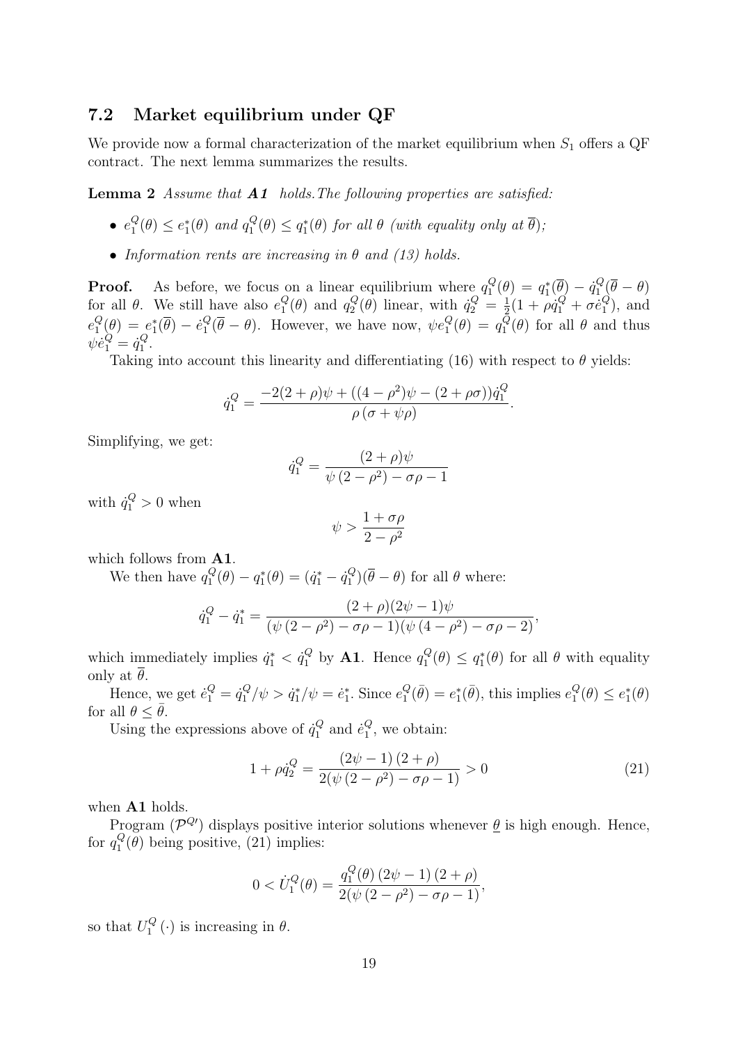## 7.2 Market equilibrium under QF

We provide now a formal characterization of the market equilibrium when $S_1$ offers a QF contract. The next lemma summarizes the results.

**Lemma 2** *Assume that* ***A1*** *holds. The following properties are satisfied:*

- $e_1^Q(\theta) \leq e_1^*(\theta)$ *and* $q_1^Q(\theta) \leq q_1^*(\theta)$ *for all* $\theta$ *(with equality only at* $\overline{\theta}$*);*
- *Information rents are increasing in* $\theta$ *and (13) holds.*

**Proof.** As before, we focus on a linear equilibrium where $q_1^Q(\theta) = q_1^*(\overline{\theta}) - \dot{q}_1^Q(\overline{\theta} - \theta)$ for all $\theta$. We still have also $e_1^Q(\theta)$ and $q_2^Q(\theta)$ linear, with $\dot{q}_2^Q = \frac{1}{2}(1 + \rho\dot{q}_1^Q + \sigma\dot{e}_1^Q)$, and $e_1^Q(\theta) = e_1^*(\overline{\theta}) - \dot{e}_1^Q(\overline{\theta} - \theta)$. However, we have now, $\psi e_1^Q(\theta) = q_1^Q(\theta)$ for all $\theta$ and thus $\psi\dot{e}_1^Q = \dot{q}_1^Q$.

Taking into account this linearity and differentiating (16) with respect to $\theta$ yields:

$$\dot{q}_1^Q = \frac{-2(2+\rho)\psi + ((4-\rho^2)\psi - (2+\rho\sigma))\dot{q}_1^Q}{\rho\,(\sigma + \psi\rho)}.$$

Simplifying, we get:

$$\dot{q}_1^Q = \frac{(2+\rho)\psi}{\psi\,(2-\rho^2) - \sigma\rho - 1}$$

with $\dot{q}_1^Q > 0$ when

$$\psi > \frac{1+\sigma\rho}{2-\rho^2}$$

which follows from **A1**.

We then have $q_1^Q(\theta) - q_1^*(\theta) = (\dot{q}_1^* - \dot{q}_1^Q)(\overline{\theta} - \theta)$ for all $\theta$ where:

$$\dot{q}_1^Q - \dot{q}_1^* = \frac{(2+\rho)(2\psi-1)\psi}{(\psi\,(2-\rho^2) - \sigma\rho - 1)(\psi\,(4-\rho^2) - \sigma\rho - 2)},$$

which immediately implies $\dot{q}_1^* < \dot{q}_1^Q$ by **A1**. Hence $q_1^Q(\theta) \leq q_1^*(\theta)$ for all $\theta$ with equality only at $\overline{\theta}$.

Hence, we get $\dot{e}_1^Q = \dot{q}_1^Q/\psi > \dot{q}_1^*/\psi = \dot{e}_1^*$. Since $e_1^Q(\bar{\theta}) = e_1^*(\bar{\theta})$, this implies $e_1^Q(\theta) \leq e_1^*(\theta)$ for all $\theta \leq \bar{\theta}$.

Using the expressions above of $\dot{q}_1^Q$ and $\dot{e}_1^Q$, we obtain:

$$1 + \rho\dot{q}_2^Q = \frac{(2\psi-1)\,(2+\rho)}{2(\psi\,(2-\rho^2) - \sigma\rho - 1)} > 0 \tag{21}$$

when **A1** holds.

Program ($\mathcal{P}^{Q\prime}$) displays positive interior solutions whenever $\underline{\theta}$ is high enough. Hence, for $q_1^Q(\theta)$ being positive, (21) implies:

$$0 < \dot{U}_1^Q(\theta) = \frac{q_1^Q(\theta)\,(2\psi-1)\,(2+\rho)}{2(\psi\,(2-\rho^2) - \sigma\rho - 1)},$$

so that $U_1^Q(\cdot)$ is increasing in $\theta$.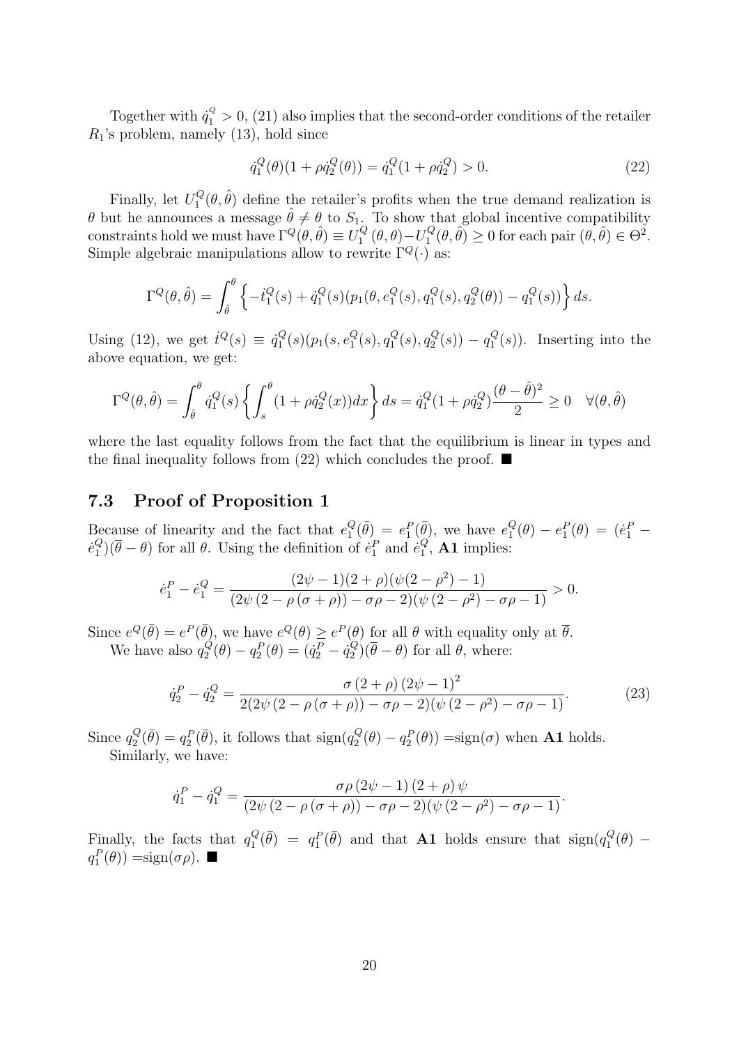Together with $\dot{q}_1^Q > 0$, (21) also implies that the second-order conditions of the retailer $R_1$'s problem, namely (13), hold since

$$\dot{q}_1^Q(\theta)(1 + \rho\dot{q}_2^Q(\theta)) = \dot{q}_1^Q(1 + \rho\dot{q}_2^Q) > 0. \tag{22}$$

Finally, let $U_1^Q(\theta, \hat{\theta})$ define the retailer's profits when the true demand realization is $\theta$ but he announces a message $\hat{\theta} \neq \theta$ to $S_1$. To show that global incentive compatibility constraints hold we must have $\Gamma^Q(\theta, \hat{\theta}) \equiv U_1^Q(\theta, \theta) - U_1^Q(\theta, \hat{\theta}) \geq 0$ for each pair $(\theta, \hat{\theta}) \in \Theta^2$. Simple algebraic manipulations allow to rewrite $\Gamma^Q(\cdot)$ as:

$$\Gamma^Q(\theta, \hat{\theta}) = \int_{\hat{\theta}}^{\theta} \left\{ -\dot{t}_1^Q(s) + \dot{q}_1^Q(s)(p_1(\theta, e_1^Q(s), q_1^Q(s), q_2^Q(\theta)) - q_1^Q(s)) \right\} ds.$$

Using (12), we get $\dot{t}^Q(s) \equiv \dot{q}_1^Q(s)(p_1(s, e_1^Q(s), q_1^Q(s), q_2^Q(s)) - q_1^Q(s))$. Inserting into the above equation, we get:

$$\Gamma^Q(\theta, \hat{\theta}) = \int_{\hat{\theta}}^{\theta} \dot{q}_1^Q(s) \left\{ \int_s^{\theta} (1 + \rho\dot{q}_2^Q(x))dx \right\} ds = \dot{q}_1^Q(1 + \rho\dot{q}_2^Q)\frac{(\theta - \hat{\theta})^2}{2} \geq 0 \quad \forall(\theta, \hat{\theta})$$

where the last equality follows from the fact that the equilibrium is linear in types and the final inequality follows from (22) which concludes the proof. ■

## 7.3 Proof of Proposition 1

Because of linearity and the fact that $e_1^Q(\bar{\theta}) = e_1^P(\bar{\theta})$, we have $e_1^Q(\theta) - e_1^P(\theta) = (\dot{e}_1^P - \dot{e}_1^Q)(\overline{\theta} - \theta)$ for all $\theta$. Using the definition of $\dot{e}_1^P$ and $\dot{e}_1^Q$, **A1** implies:

$$\dot{e}_1^P - \dot{e}_1^Q = \frac{(2\psi - 1)(2 + \rho)(\psi(2 - \rho^2) - 1)}{(2\psi\,(2 - \rho\,(\sigma + \rho)) - \sigma\rho - 2)(\psi\,(2 - \rho^2) - \sigma\rho - 1)} > 0.$$

Since $e^Q(\bar{\theta}) = e^P(\bar{\theta})$, we have $e^Q(\theta) \geq e^P(\theta)$ for all $\theta$ with equality only at $\overline{\theta}$.

We have also $q_2^Q(\theta) - q_2^P(\theta) = (\dot{q}_2^P - \dot{q}_2^Q)(\overline{\theta} - \theta)$ for all $\theta$, where:

$$\dot{q}_2^P - \dot{q}_2^Q = \frac{\sigma\,(2 + \rho)\,(2\psi - 1)^2}{2(2\psi\,(2 - \rho\,(\sigma + \rho)) - \sigma\rho - 2)(\psi\,(2 - \rho^2) - \sigma\rho - 1)}. \tag{23}$$

Since $q_2^Q(\bar{\theta}) = q_2^P(\bar{\theta})$, it follows that $\text{sign}(q_2^Q(\theta) - q_2^P(\theta)) = \text{sign}(\sigma)$ when **A1** holds.

Similarly, we have:

$$\dot{q}_1^P - \dot{q}_1^Q = \frac{\sigma\rho\,(2\psi - 1)\,(2 + \rho)\,\psi}{(2\psi\,(2 - \rho\,(\sigma + \rho)) - \sigma\rho - 2)(\psi\,(2 - \rho^2) - \sigma\rho - 1)}.$$

Finally, the facts that $q_1^Q(\bar{\theta}) = q_1^P(\bar{\theta})$ and that **A1** holds ensure that $\text{sign}(q_1^Q(\theta) - q_1^P(\theta)) = \text{sign}(\sigma\rho)$. ■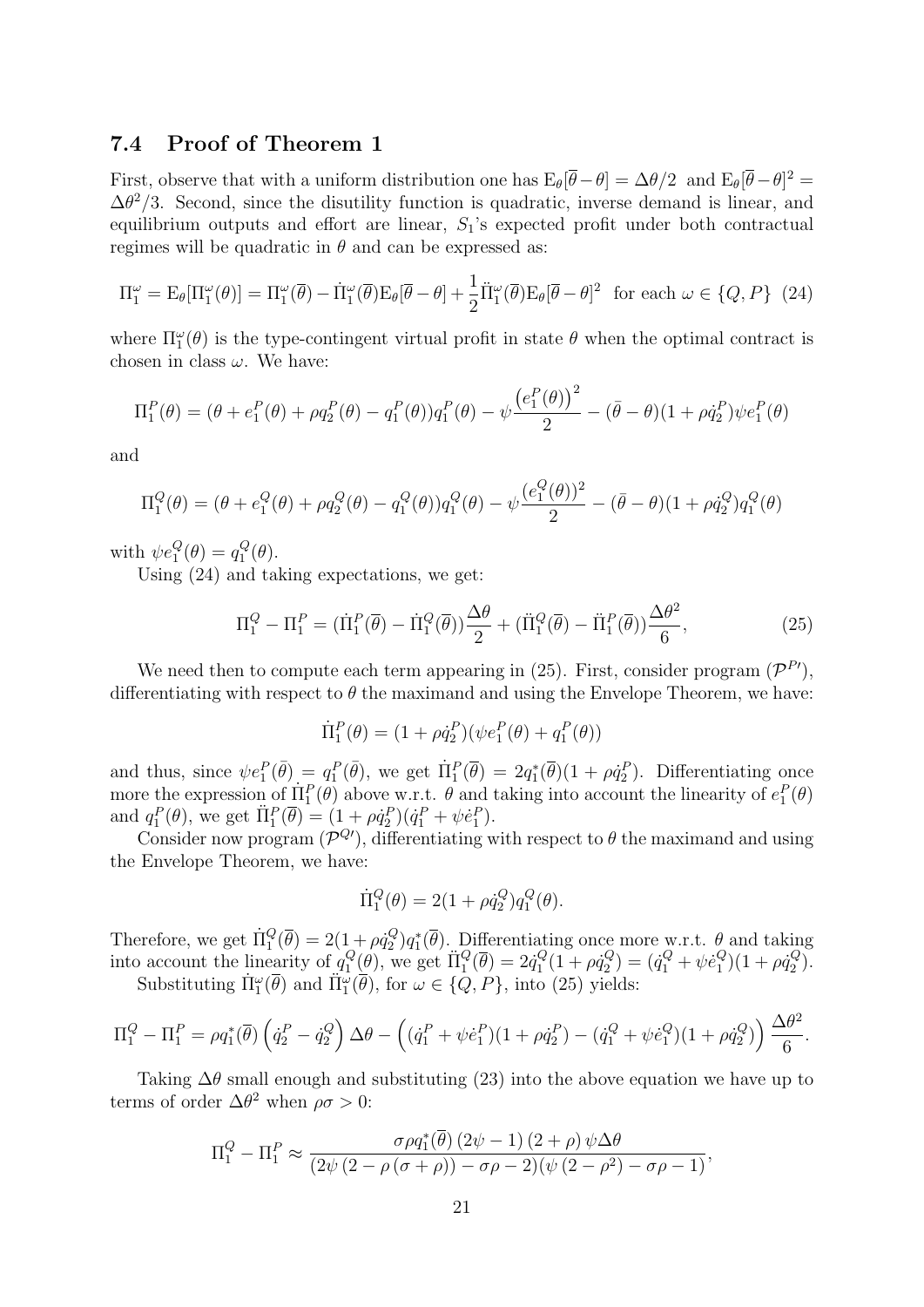### 7.4 Proof of Theorem 1

First, observe that with a uniform distribution one has $\mathrm{E}_\theta[\overline{\theta}-\theta] = \Delta\theta/2$ and $\mathrm{E}_\theta[\overline{\theta}-\theta]^2 = \Delta\theta^2/3$. Second, since the disutility function is quadratic, inverse demand is linear, and equilibrium outputs and effort are linear, $S_1$'s expected profit under both contractual regimes will be quadratic in $\theta$ and can be expressed as:

$$\Pi_1^\omega = \mathrm{E}_\theta[\Pi_1^\omega(\theta)] = \Pi_1^\omega(\overline{\theta}) - \dot{\Pi}_1^\omega(\overline{\theta})\mathrm{E}_\theta[\overline{\theta}-\theta] + \frac{1}{2}\ddot{\Pi}_1^\omega(\overline{\theta})\mathrm{E}_\theta[\overline{\theta}-\theta]^2 \text{ for each } \omega \in \{Q,P\} \quad (24)$$

where $\Pi_1^\omega(\theta)$ is the type-contingent virtual profit in state $\theta$ when the optimal contract is chosen in class $\omega$. We have:

$$\Pi_1^P(\theta) = (\theta + e_1^P(\theta) + \rho q_2^P(\theta) - q_1^P(\theta))q_1^P(\theta) - \psi\frac{\left(e_1^P(\theta)\right)^2}{2} - (\bar{\theta}-\theta)(1+\rho\dot{q}_2^P)\psi e_1^P(\theta)$$

and

$$\Pi_1^Q(\theta) = (\theta + e_1^Q(\theta) + \rho q_2^Q(\theta) - q_1^Q(\theta))q_1^Q(\theta) - \psi\frac{(e_1^Q(\theta))^2}{2} - (\bar{\theta}-\theta)(1+\rho\dot{q}_2^Q)q_1^Q(\theta)$$

with $\psi e_1^Q(\theta) = q_1^Q(\theta)$.

Using (24) and taking expectations, we get:

$$\Pi_1^Q - \Pi_1^P = (\dot{\Pi}_1^P(\overline{\theta}) - \dot{\Pi}_1^Q(\overline{\theta}))\frac{\Delta\theta}{2} + (\ddot{\Pi}_1^Q(\overline{\theta}) - \ddot{\Pi}_1^P(\overline{\theta}))\frac{\Delta\theta^2}{6}, \quad (25)$$

We need then to compute each term appearing in (25). First, consider program $(\mathcal{P}^{P\prime})$, differentiating with respect to $\theta$ the maximand and using the Envelope Theorem, we have:

$$\dot{\Pi}_1^P(\theta) = (1+\rho\dot{q}_2^P)(\psi e_1^P(\theta) + q_1^P(\theta))$$

and thus, since $\psi e_1^P(\bar{\theta}) = q_1^P(\bar{\theta})$, we get $\dot{\Pi}_1^P(\overline{\theta}) = 2q_1^*(\overline{\theta})(1+\rho\dot{q}_2^P)$. Differentiating once more the expression of $\dot{\Pi}_1^P(\theta)$ above w.r.t. $\theta$ and taking into account the linearity of $e_1^P(\theta)$ and $q_1^P(\theta)$, we get $\ddot{\Pi}_1^P(\overline{\theta}) = (1+\rho\dot{q}_2^P)(\dot{q}_1^P + \psi\dot{e}_1^P)$.

Consider now program $(\mathcal{P}^{Q\prime})$, differentiating with respect to $\theta$ the maximand and using the Envelope Theorem, we have:

$$\dot{\Pi}_1^Q(\theta) = 2(1+\rho\dot{q}_2^Q)q_1^Q(\theta).$$

Therefore, we get $\dot{\Pi}_1^Q(\overline{\theta}) = 2(1+\rho\dot{q}_2^Q)q_1^*(\overline{\theta})$. Differentiating once more w.r.t. $\theta$ and taking into account the linearity of $q_1^Q(\theta)$, we get $\ddot{\Pi}_1^Q(\overline{\theta}) = 2\dot{q}_1^Q(1+\rho\dot{q}_2^Q) = (\dot{q}_1^Q + \psi\dot{e}_1^Q)(1+\rho\dot{q}_2^Q)$.

Substituting $\dot{\Pi}_1^\omega(\overline{\theta})$ and $\ddot{\Pi}_1^\omega(\overline{\theta})$, for $\omega \in \{Q,P\}$, into (25) yields:

$$\Pi_1^Q - \Pi_1^P = \rho q_1^*(\overline{\theta})\left(\dot{q}_2^P - \dot{q}_2^Q\right)\Delta\theta - \left((\dot{q}_1^P + \psi\dot{e}_1^P)(1+\rho\dot{q}_2^P) - (\dot{q}_1^Q + \psi\dot{e}_1^Q)(1+\rho\dot{q}_2^Q)\right)\frac{\Delta\theta^2}{6}.$$

Taking $\Delta\theta$ small enough and substituting (23) into the above equation we have up to terms of order $\Delta\theta^2$ when $\rho\sigma > 0$:

$$\Pi_1^Q - \Pi_1^P \approx \frac{\sigma\rho q_1^*(\overline{\theta})\left(2\psi - 1\right)\left(2+\rho\right)\psi\Delta\theta}{\left(2\psi\left(2-\rho\left(\sigma+\rho\right)\right) - \sigma\rho - 2\right)\left(\psi\left(2-\rho^2\right) - \sigma\rho - 1\right)},$$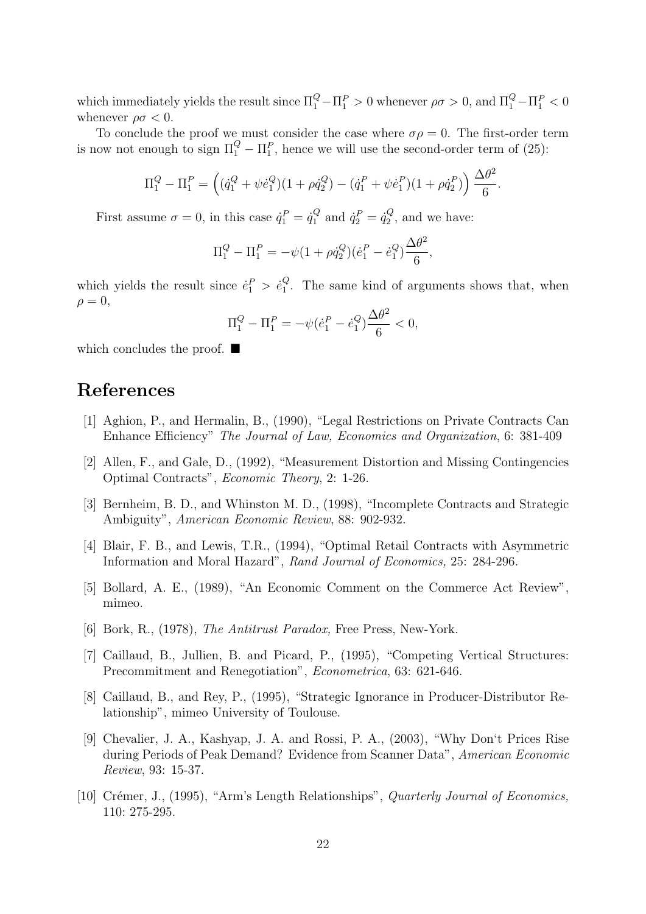which immediately yields the result since $\Pi_1^Q - \Pi_1^P > 0$ whenever $\rho\sigma > 0$, and $\Pi_1^Q - \Pi_1^P < 0$ whenever $\rho\sigma < 0$.

To conclude the proof we must consider the case where $\sigma\rho = 0$. The first-order term is now not enough to sign $\Pi_1^Q - \Pi_1^P$, hence we will use the second-order term of (25):

$$\Pi_1^Q - \Pi_1^P = \left( (\dot{q}_1^Q + \psi \dot{e}_1^Q)(1 + \rho \dot{q}_2^Q) - (\dot{q}_1^P + \psi \dot{e}_1^P)(1 + \rho \dot{q}_2^P) \right) \frac{\Delta\theta^2}{6}.$$

First assume $\sigma = 0$, in this case $\dot{q}_1^P = \dot{q}_1^Q$ and $\dot{q}_2^P = \dot{q}_2^Q$, and we have:

$$\Pi_1^Q - \Pi_1^P = -\psi(1 + \rho \dot{q}_2^Q)(\dot{e}_1^P - \dot{e}_1^Q)\frac{\Delta\theta^2}{6},$$

which yields the result since $\dot{e}_1^P > \dot{e}_1^Q$. The same kind of arguments shows that, when $\rho = 0$,

$$\Pi_1^Q - \Pi_1^P = -\psi(\dot{e}_1^P - \dot{e}_1^Q)\frac{\Delta\theta^2}{6} < 0,$$

which concludes the proof. ■

# References

[1] Aghion, P., and Hermalin, B., (1990), "Legal Restrictions on Private Contracts Can Enhance Efficiency" *The Journal of Law, Economics and Organization*, 6: 381-409

[2] Allen, F., and Gale, D., (1992), "Measurement Distortion and Missing Contingencies Optimal Contracts", *Economic Theory*, 2: 1-26.

[3] Bernheim, B. D., and Whinston M. D., (1998), "Incomplete Contracts and Strategic Ambiguity", *American Economic Review*, 88: 902-932.

[4] Blair, F. B., and Lewis, T.R., (1994), "Optimal Retail Contracts with Asymmetric Information and Moral Hazard", *Rand Journal of Economics,* 25: 284-296.

[5] Bollard, A. E., (1989), "An Economic Comment on the Commerce Act Review", mimeo.

[6] Bork, R., (1978), *The Antitrust Paradox,* Free Press, New-York.

[7] Caillaud, B., Jullien, B. and Picard, P., (1995), "Competing Vertical Structures: Precommitment and Renegotiation", *Econometrica*, 63: 621-646.

[8] Caillaud, B., and Rey, P., (1995), "Strategic Ignorance in Producer-Distributor Relationship", mimeo University of Toulouse.

[9] Chevalier, J. A., Kashyap, J. A. and Rossi, P. A., (2003), "Why Don't Prices Rise during Periods of Peak Demand? Evidence from Scanner Data", *American Economic Review*, 93: 15-37.

[10] Crémer, J., (1995), "Arm's Length Relationships", *Quarterly Journal of Economics,* 110: 275-295.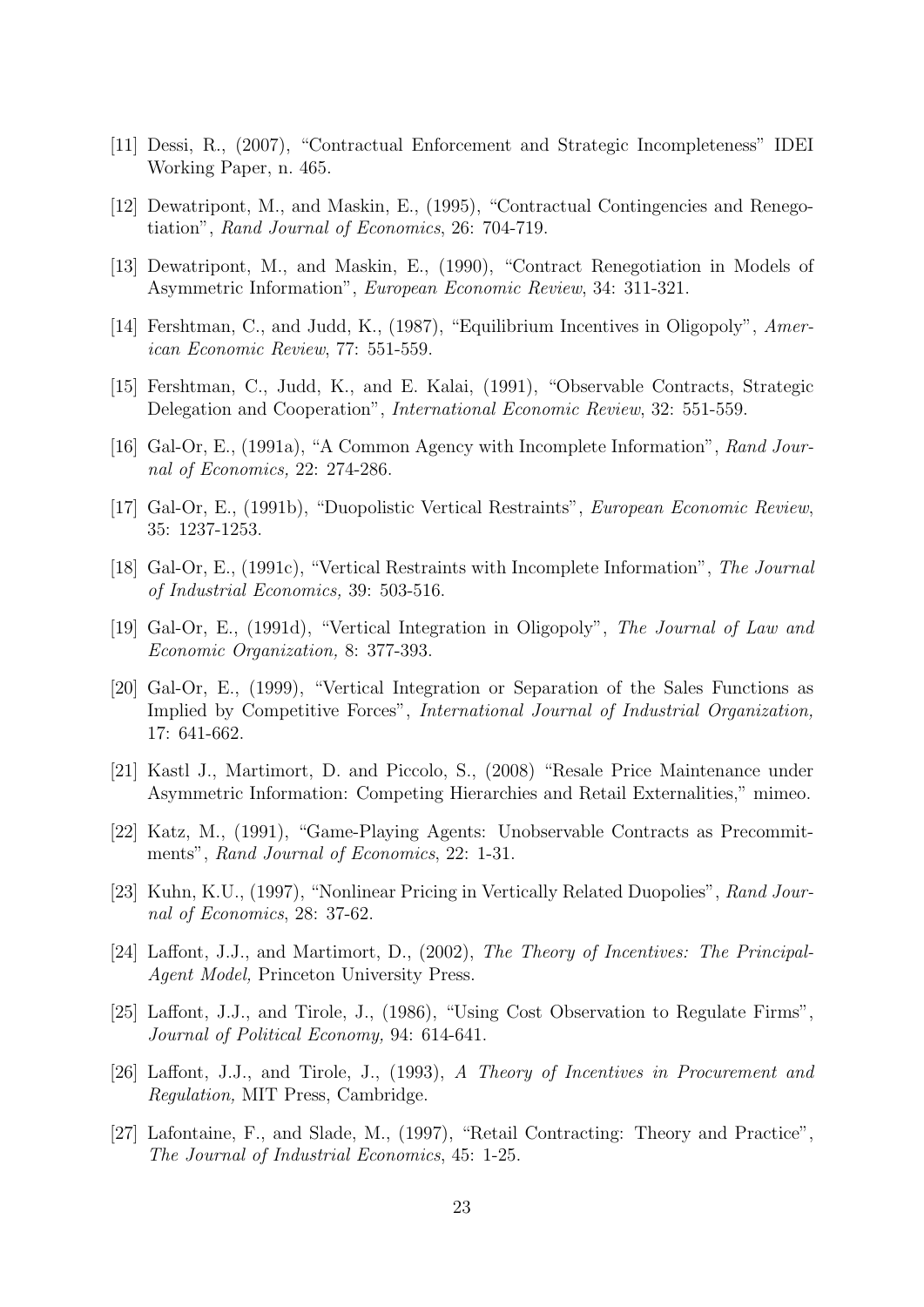[11] Dessi, R., (2007), "Contractual Enforcement and Strategic Incompleteness" IDEI Working Paper, n. 465.

[12] Dewatripont, M., and Maskin, E., (1995), "Contractual Contingencies and Renegotiation", *Rand Journal of Economics*, 26: 704-719.

[13] Dewatripont, M., and Maskin, E., (1990), "Contract Renegotiation in Models of Asymmetric Information", *European Economic Review*, 34: 311-321.

[14] Fershtman, C., and Judd, K., (1987), "Equilibrium Incentives in Oligopoly", *American Economic Review*, 77: 551-559.

[15] Fershtman, C., Judd, K., and E. Kalai, (1991), "Observable Contracts, Strategic Delegation and Cooperation", *International Economic Review*, 32: 551-559.

[16] Gal-Or, E., (1991a), "A Common Agency with Incomplete Information", *Rand Journal of Economics,* 22: 274-286.

[17] Gal-Or, E., (1991b), "Duopolistic Vertical Restraints", *European Economic Review*, 35: 1237-1253.

[18] Gal-Or, E., (1991c), "Vertical Restraints with Incomplete Information", *The Journal of Industrial Economics,* 39: 503-516.

[19] Gal-Or, E., (1991d), "Vertical Integration in Oligopoly", *The Journal of Law and Economic Organization,* 8: 377-393.

[20] Gal-Or, E., (1999), "Vertical Integration or Separation of the Sales Functions as Implied by Competitive Forces", *International Journal of Industrial Organization,* 17: 641-662.

[21] Kastl J., Martimort, D. and Piccolo, S., (2008) "Resale Price Maintenance under Asymmetric Information: Competing Hierarchies and Retail Externalities," mimeo.

[22] Katz, M., (1991), "Game-Playing Agents: Unobservable Contracts as Precommitments", *Rand Journal of Economics*, 22: 1-31.

[23] Kuhn, K.U., (1997), "Nonlinear Pricing in Vertically Related Duopolies", *Rand Journal of Economics*, 28: 37-62.

[24] Laffont, J.J., and Martimort, D., (2002), *The Theory of Incentives: The Principal-Agent Model,* Princeton University Press.

[25] Laffont, J.J., and Tirole, J., (1986), "Using Cost Observation to Regulate Firms", *Journal of Political Economy,* 94: 614-641.

[26] Laffont, J.J., and Tirole, J., (1993), *A Theory of Incentives in Procurement and Regulation,* MIT Press, Cambridge.

[27] Lafontaine, F., and Slade, M., (1997), "Retail Contracting: Theory and Practice", *The Journal of Industrial Economics*, 45: 1-25.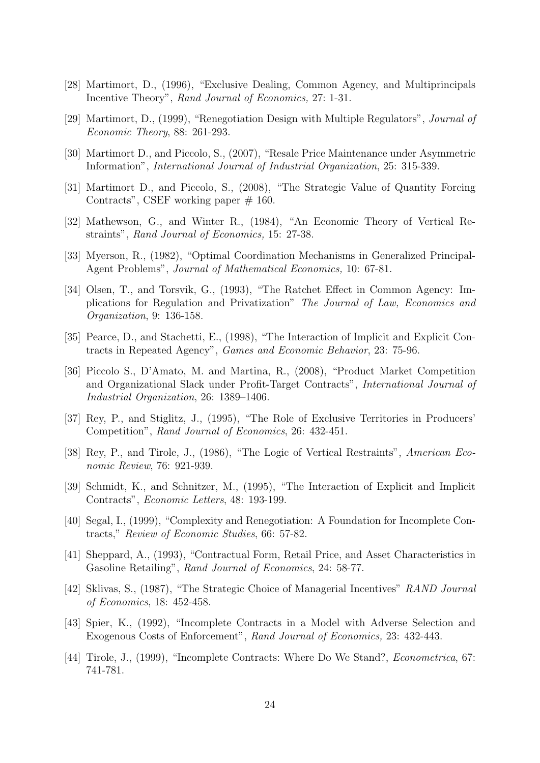[28] Martimort, D., (1996), "Exclusive Dealing, Common Agency, and Multiprincipals Incentive Theory", *Rand Journal of Economics,* 27: 1-31.

[29] Martimort, D., (1999), "Renegotiation Design with Multiple Regulators", *Journal of Economic Theory*, 88: 261-293.

[30] Martimort D., and Piccolo, S., (2007), "Resale Price Maintenance under Asymmetric Information", *International Journal of Industrial Organization*, 25: 315-339.

[31] Martimort D., and Piccolo, S., (2008), "The Strategic Value of Quantity Forcing Contracts", CSEF working paper # 160.

[32] Mathewson, G., and Winter R., (1984), "An Economic Theory of Vertical Restraints", *Rand Journal of Economics,* 15: 27-38.

[33] Myerson, R., (1982), "Optimal Coordination Mechanisms in Generalized Principal-Agent Problems", *Journal of Mathematical Economics,* 10: 67-81.

[34] Olsen, T., and Torsvik, G., (1993), "The Ratchet Effect in Common Agency: Implications for Regulation and Privatization" *The Journal of Law, Economics and Organization*, 9: 136-158.

[35] Pearce, D., and Stachetti, E., (1998), "The Interaction of Implicit and Explicit Contracts in Repeated Agency", *Games and Economic Behavior*, 23: 75-96.

[36] Piccolo S., D'Amato, M. and Martina, R., (2008), "Product Market Competition and Organizational Slack under Profit-Target Contracts", *International Journal of Industrial Organization*, 26: 1389–1406.

[37] Rey, P., and Stiglitz, J., (1995), "The Role of Exclusive Territories in Producers' Competition", *Rand Journal of Economics*, 26: 432-451.

[38] Rey, P., and Tirole, J., (1986), "The Logic of Vertical Restraints", *American Economic Review*, 76: 921-939.

[39] Schmidt, K., and Schnitzer, M., (1995), "The Interaction of Explicit and Implicit Contracts", *Economic Letters*, 48: 193-199.

[40] Segal, I., (1999), "Complexity and Renegotiation: A Foundation for Incomplete Contracts," *Review of Economic Studies*, 66: 57-82.

[41] Sheppard, A., (1993), "Contractual Form, Retail Price, and Asset Characteristics in Gasoline Retailing", *Rand Journal of Economics*, 24: 58-77.

[42] Sklivas, S., (1987), "The Strategic Choice of Managerial Incentives" *RAND Journal of Economics*, 18: 452-458.

[43] Spier, K., (1992), "Incomplete Contracts in a Model with Adverse Selection and Exogenous Costs of Enforcement", *Rand Journal of Economics,* 23: 432-443.

[44] Tirole, J., (1999), "Incomplete Contracts: Where Do We Stand?, *Econometrica*, 67: 741-781.